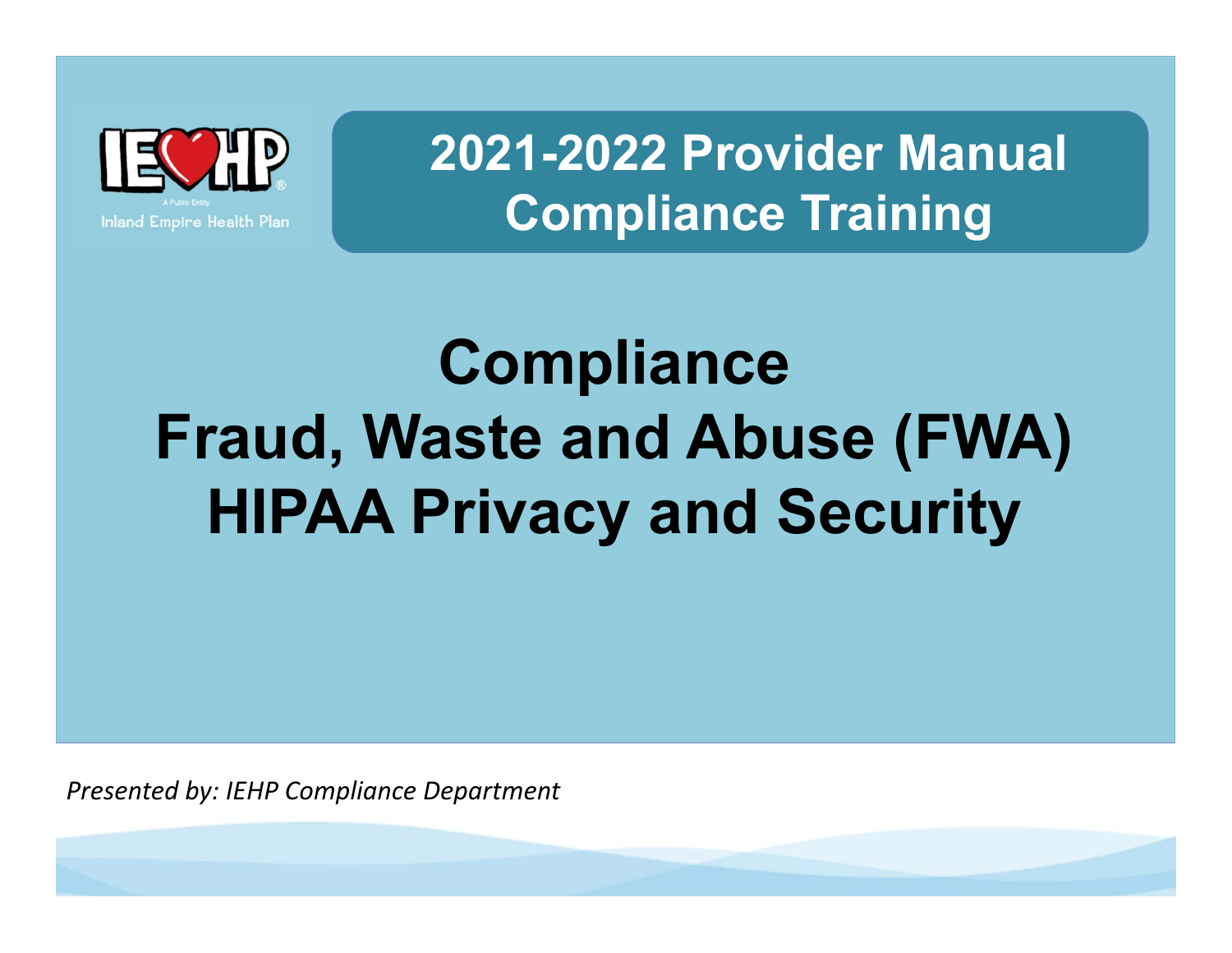IEHP
A Public Entity
Inland Empire Health Plan

# 2021-2022 Provider Manual Compliance Training

# Compliance
# Fraud, Waste and Abuse (FWA)
# HIPAA Privacy and Security

*Presented by: IEHP Compliance Department*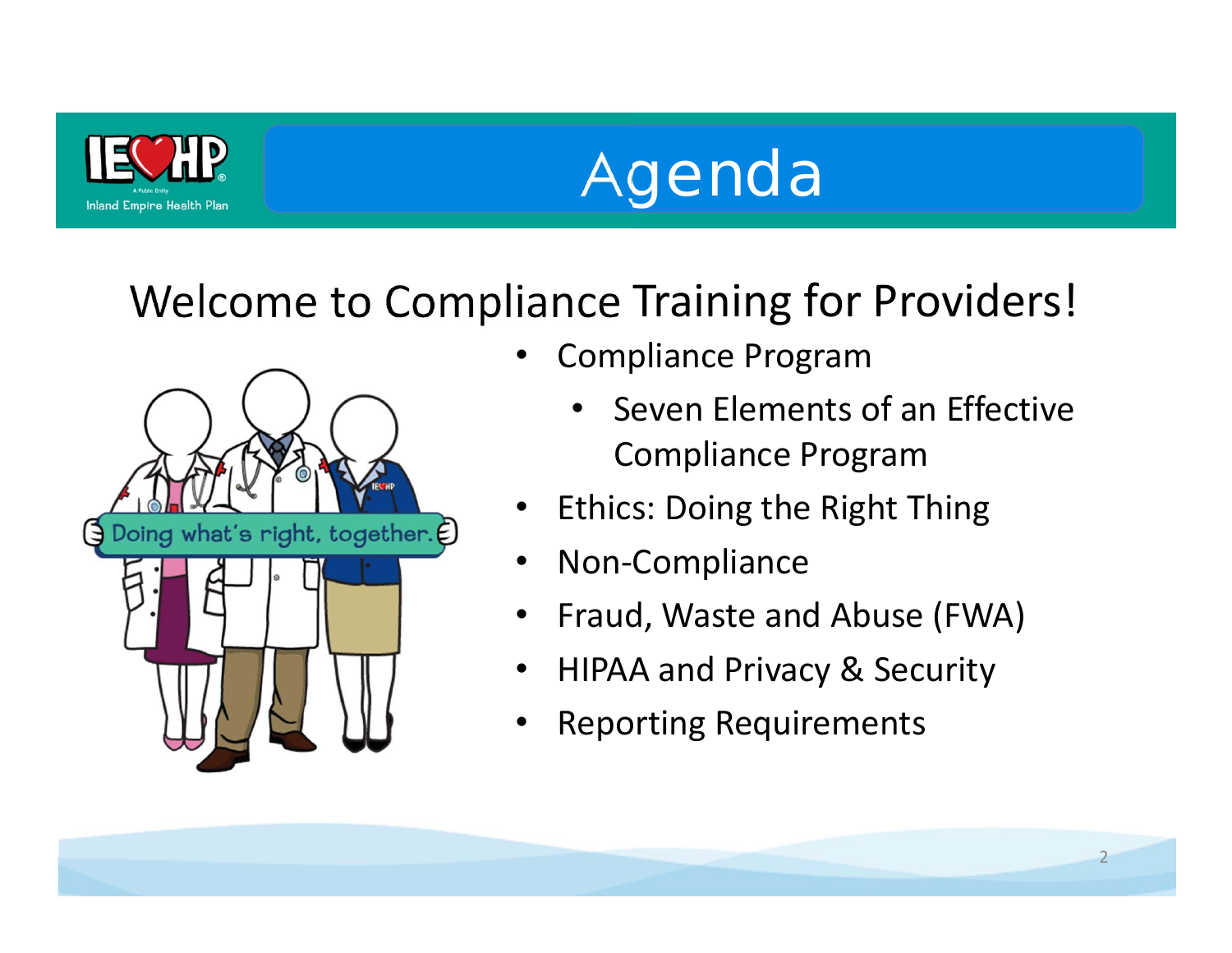# Agenda

## Welcome to Compliance Training for Providers!

- Compliance Program
  - Seven Elements of an Effective Compliance Program
- Ethics: Doing the Right Thing
- Non-Compliance
- Fraud, Waste and Abuse (FWA)
- HIPAA and Privacy & Security
- Reporting Requirements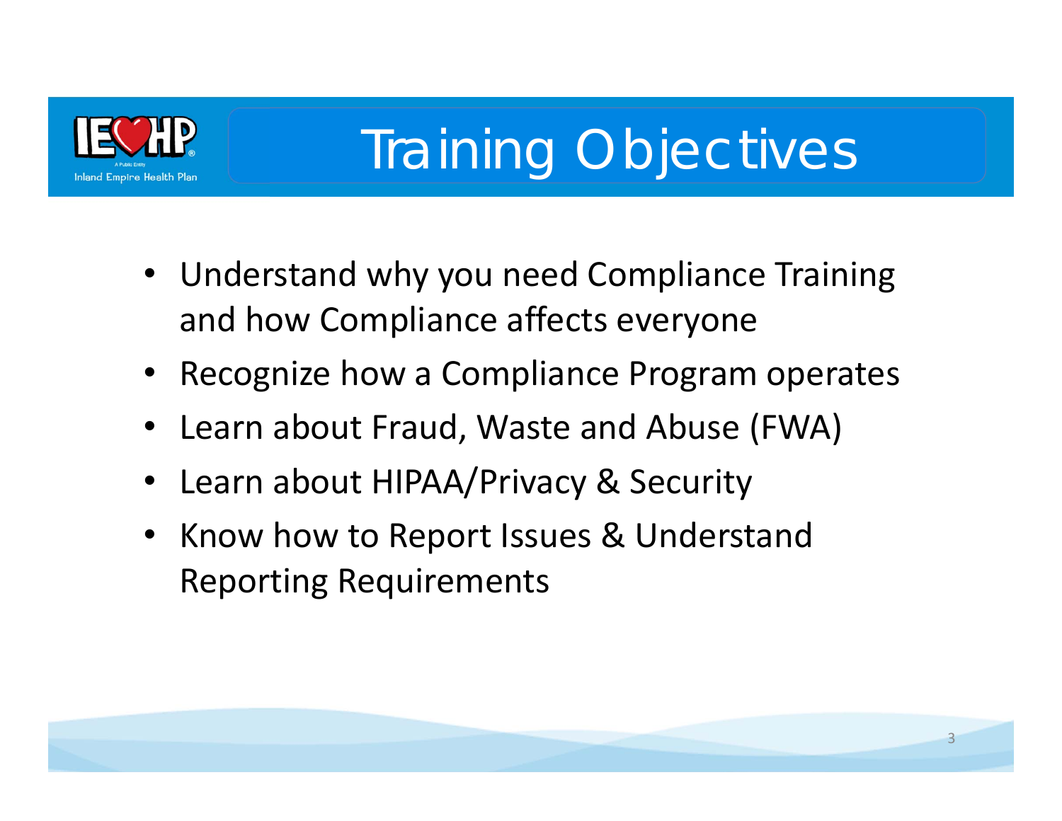# Training Objectives

- Understand why you need Compliance Training and how Compliance affects everyone
- Recognize how a Compliance Program operates
- Learn about Fraud, Waste and Abuse (FWA)
- Learn about HIPAA/Privacy & Security
- Know how to Report Issues & Understand Reporting Requirements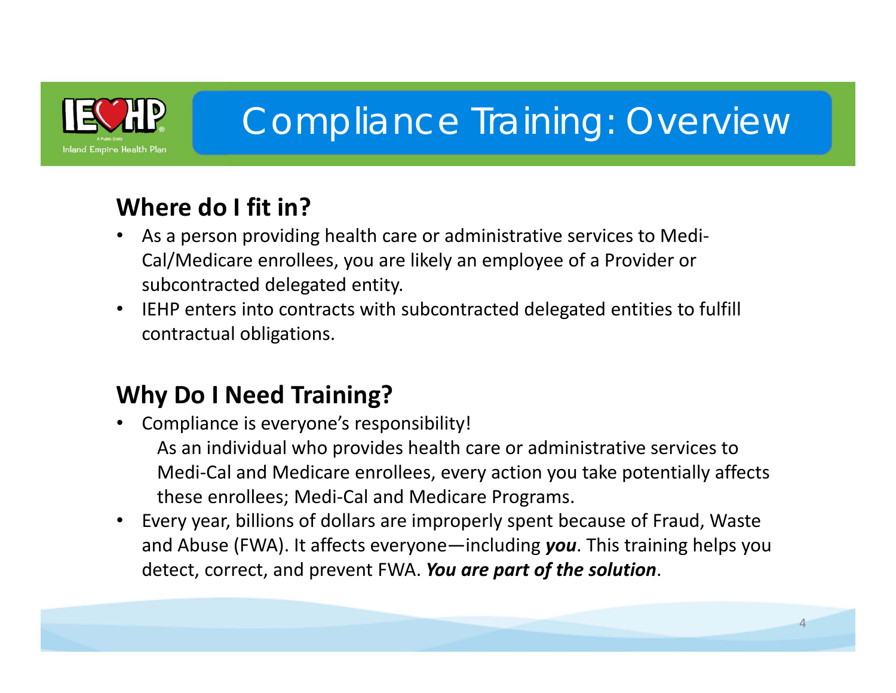# Compliance Training: Overview

## Where do I fit in?

- As a person providing health care or administrative services to Medi-Cal/Medicare enrollees, you are likely an employee of a Provider or subcontracted delegated entity.
- IEHP enters into contracts with subcontracted delegated entities to fulfill contractual obligations.

## Why Do I Need Training?

- Compliance is everyone's responsibility!

  As an individual who provides health care or administrative services to Medi-Cal and Medicare enrollees, every action you take potentially affects these enrollees; Medi-Cal and Medicare Programs.
- Every year, billions of dollars are improperly spent because of Fraud, Waste and Abuse (FWA). It affects everyone—including ***you***. This training helps you detect, correct, and prevent FWA. ***You are part of the solution***.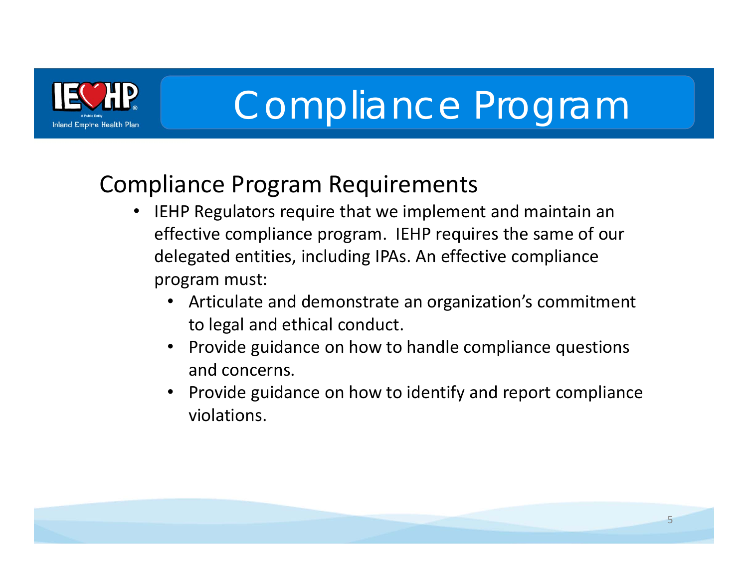# Compliance Program

## Compliance Program Requirements

- IEHP Regulators require that we implement and maintain an effective compliance program. IEHP requires the same of our delegated entities, including IPAs. An effective compliance program must:
  - Articulate and demonstrate an organization's commitment to legal and ethical conduct.
  - Provide guidance on how to handle compliance questions and concerns.
  - Provide guidance on how to identify and report compliance violations.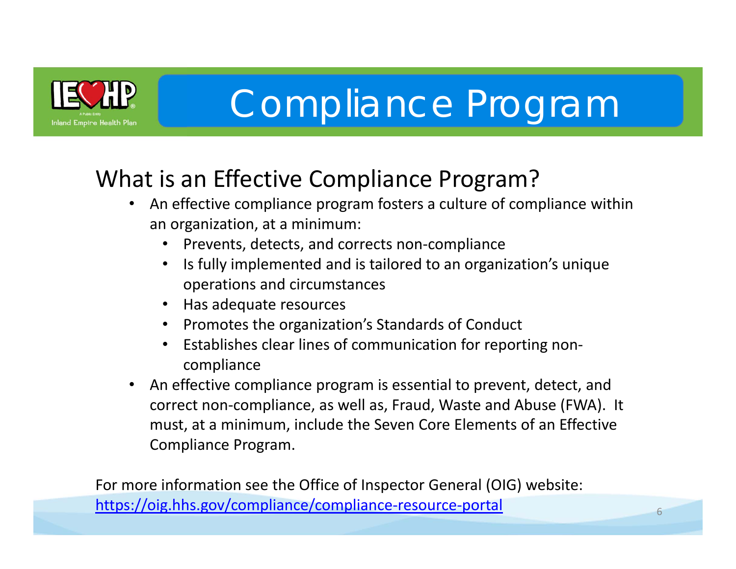# Compliance Program

## What is an Effective Compliance Program?

- An effective compliance program fosters a culture of compliance within an organization, at a minimum:
  - Prevents, detects, and corrects non-compliance
  - Is fully implemented and is tailored to an organization's unique operations and circumstances
  - Has adequate resources
  - Promotes the organization's Standards of Conduct
  - Establishes clear lines of communication for reporting non-compliance
- An effective compliance program is essential to prevent, detect, and correct non-compliance, as well as, Fraud, Waste and Abuse (FWA). It must, at a minimum, include the Seven Core Elements of an Effective Compliance Program.

For more information see the Office of Inspector General (OIG) website: https://oig.hhs.gov/compliance/compliance-resource-portal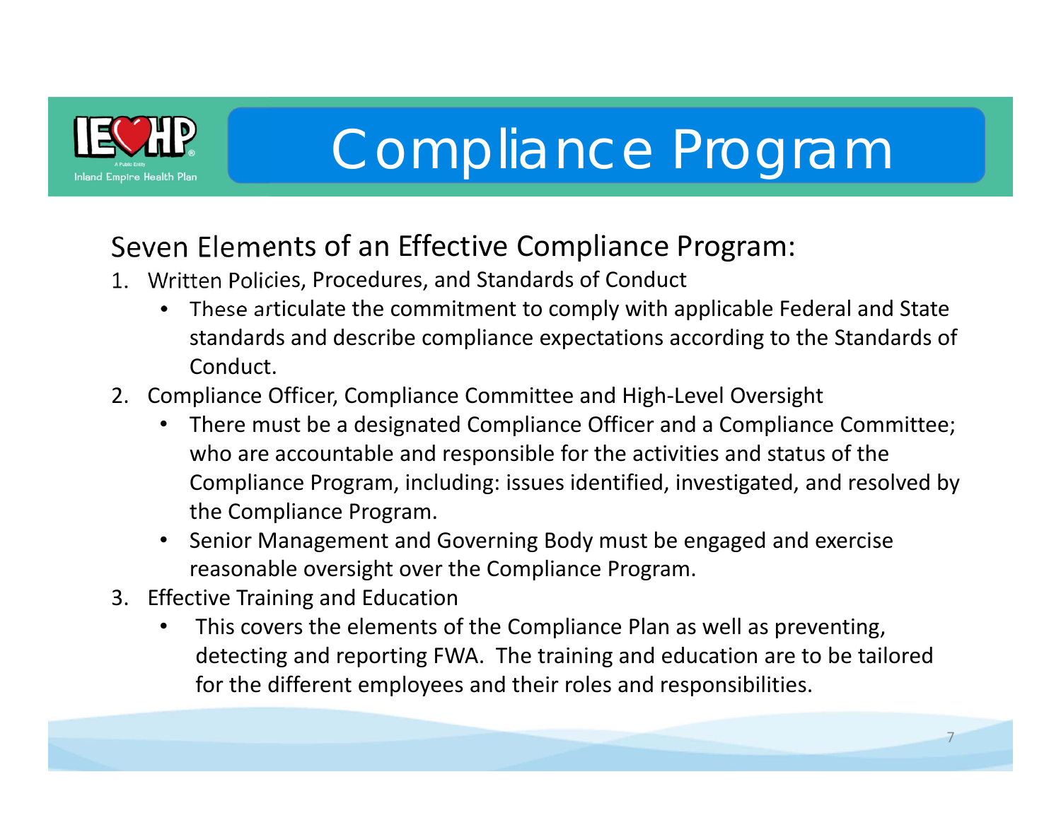# Compliance Program

## Seven Elements of an Effective Compliance Program:

1. Written Policies, Procedures, and Standards of Conduct
   - These articulate the commitment to comply with applicable Federal and State standards and describe compliance expectations according to the Standards of Conduct.
2. Compliance Officer, Compliance Committee and High-Level Oversight
   - There must be a designated Compliance Officer and a Compliance Committee; who are accountable and responsible for the activities and status of the Compliance Program, including: issues identified, investigated, and resolved by the Compliance Program.
   - Senior Management and Governing Body must be engaged and exercise reasonable oversight over the Compliance Program.
3. Effective Training and Education
   - This covers the elements of the Compliance Plan as well as preventing, detecting and reporting FWA. The training and education are to be tailored for the different employees and their roles and responsibilities.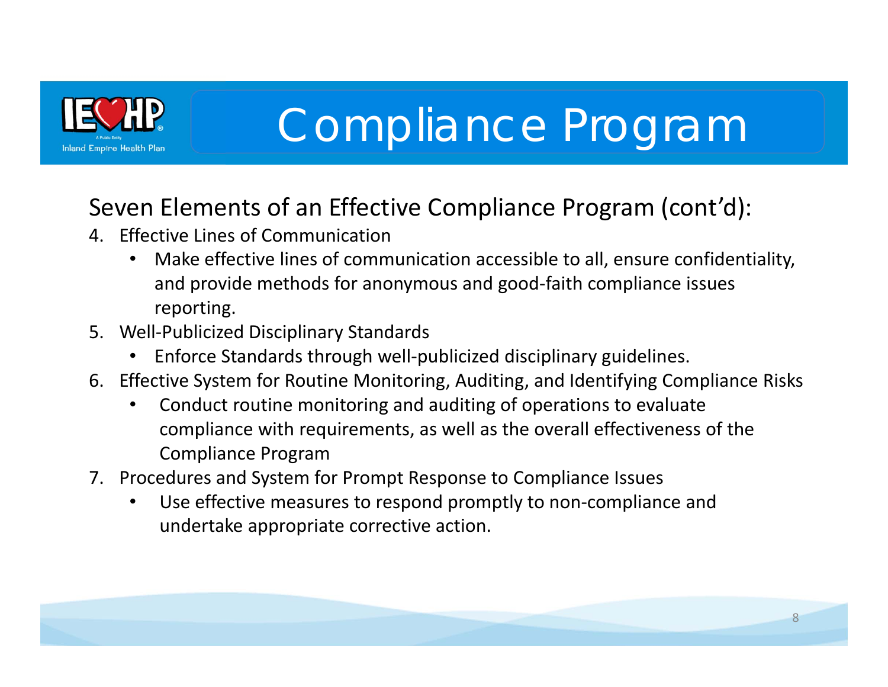# Compliance Program

## Seven Elements of an Effective Compliance Program (cont'd):

4. Effective Lines of Communication
   - Make effective lines of communication accessible to all, ensure confidentiality, and provide methods for anonymous and good-faith compliance issues reporting.
5. Well-Publicized Disciplinary Standards
   - Enforce Standards through well-publicized disciplinary guidelines.
6. Effective System for Routine Monitoring, Auditing, and Identifying Compliance Risks
   - Conduct routine monitoring and auditing of operations to evaluate compliance with requirements, as well as the overall effectiveness of the Compliance Program
7. Procedures and System for Prompt Response to Compliance Issues
   - Use effective measures to respond promptly to non-compliance and undertake appropriate corrective action.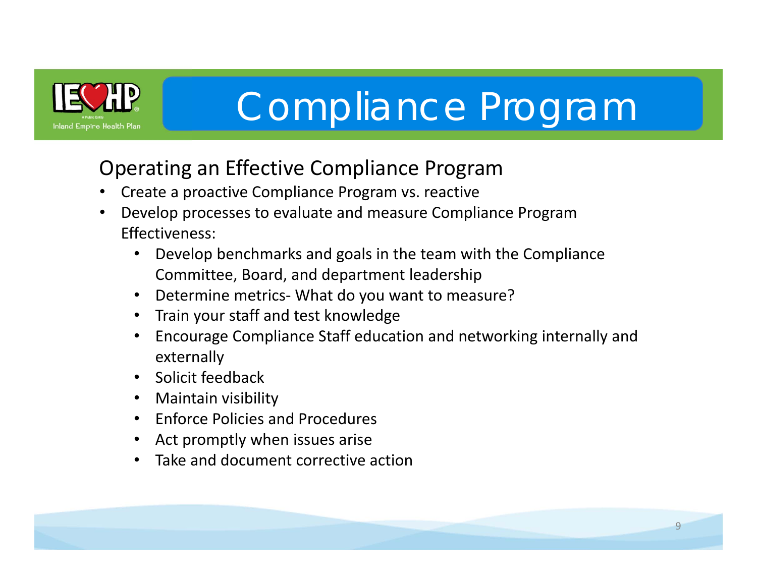# Compliance Program

## Operating an Effective Compliance Program

- Create a proactive Compliance Program vs. reactive
- Develop processes to evaluate and measure Compliance Program Effectiveness:
  - Develop benchmarks and goals in the team with the Compliance Committee, Board, and department leadership
  - Determine metrics- What do you want to measure?
  - Train your staff and test knowledge
  - Encourage Compliance Staff education and networking internally and externally
  - Solicit feedback
  - Maintain visibility
  - Enforce Policies and Procedures
  - Act promptly when issues arise
  - Take and document corrective action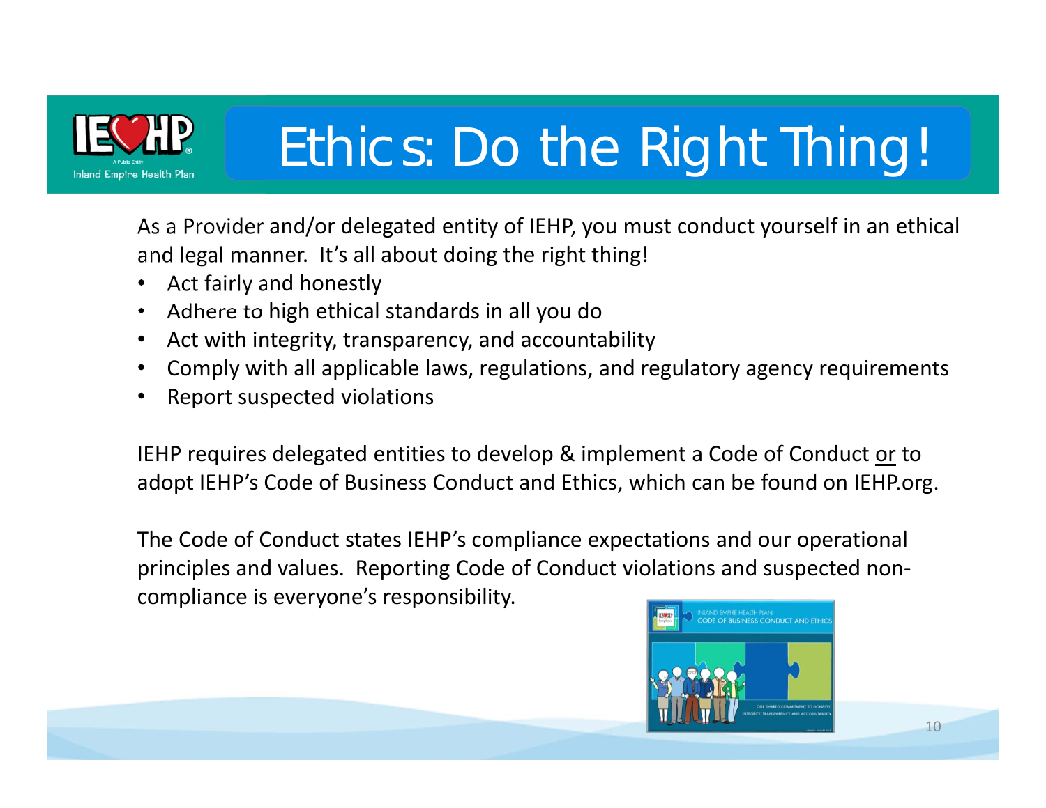# Ethics: Do the Right Thing!

As a Provider and/or delegated entity of IEHP, you must conduct yourself in an ethical and legal manner. It's all about doing the right thing!

- Act fairly and honestly
- Adhere to high ethical standards in all you do
- Act with integrity, transparency, and accountability
- Comply with all applicable laws, regulations, and regulatory agency requirements
- Report suspected violations

IEHP requires delegated entities to develop & implement a Code of Conduct <u>or</u> to adopt IEHP's Code of Business Conduct and Ethics, which can be found on IEHP.org.

The Code of Conduct states IEHP's compliance expectations and our operational principles and values. Reporting Code of Conduct violations and suspected non-compliance is everyone's responsibility.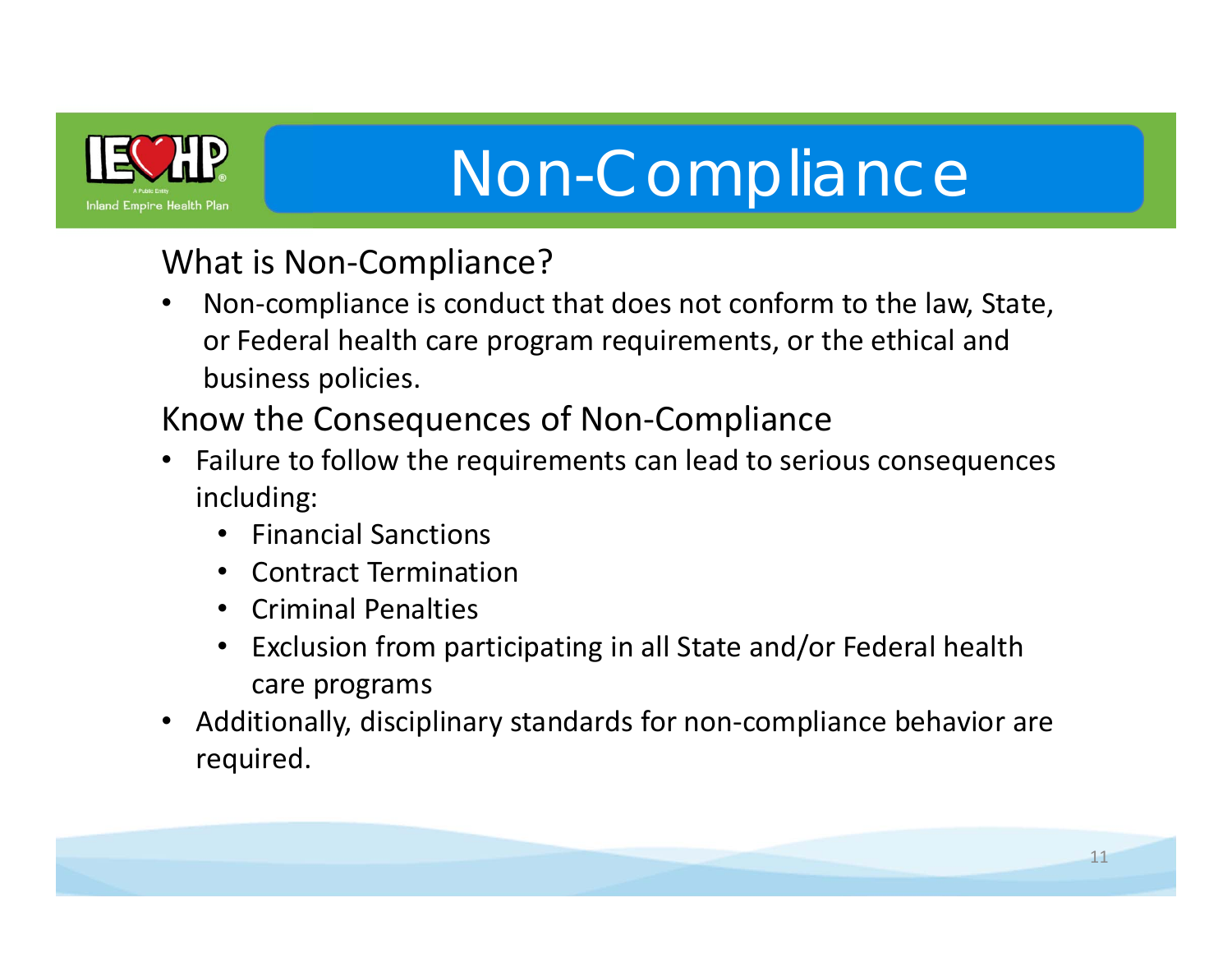# Non-Compliance

## What is Non-Compliance?

- Non-compliance is conduct that does not conform to the law, State, or Federal health care program requirements, or the ethical and business policies.

## Know the Consequences of Non-Compliance

- Failure to follow the requirements can lead to serious consequences including:
  - Financial Sanctions
  - Contract Termination
  - Criminal Penalties
  - Exclusion from participating in all State and/or Federal health care programs
- Additionally, disciplinary standards for non-compliance behavior are required.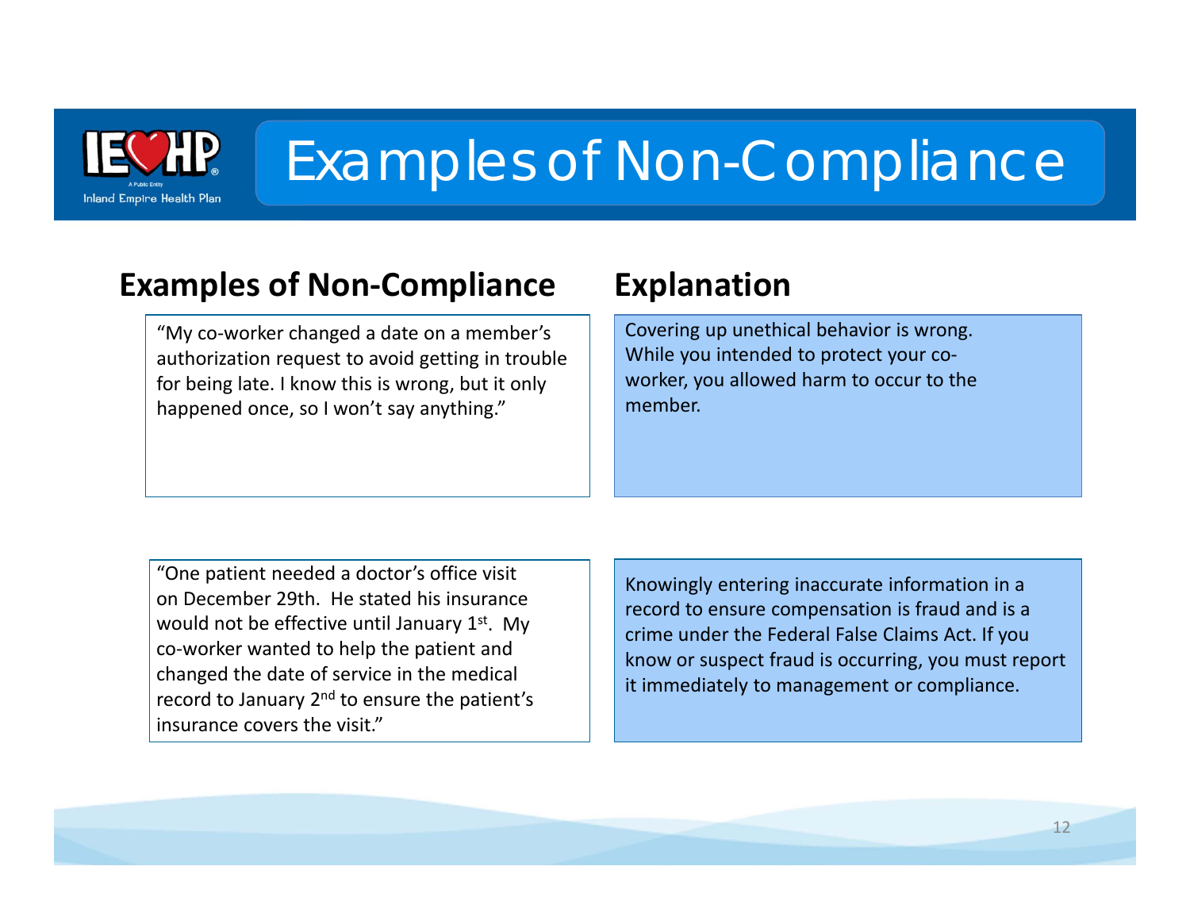# Examples of Non-Compliance

| Examples of Non-Compliance | Explanation |
| --- | --- |
| "My co-worker changed a date on a member's authorization request to avoid getting in trouble for being late. I know this is wrong, but it only happened once, so I won't say anything." | Covering up unethical behavior is wrong. While you intended to protect your co-worker, you allowed harm to occur to the member. |
| "One patient needed a doctor's office visit on December 29th. He stated his insurance would not be effective until January 1st. My co-worker wanted to help the patient and changed the date of service in the medical record to January 2nd to ensure the patient's insurance covers the visit." | Knowingly entering inaccurate information in a record to ensure compensation is fraud and is a crime under the Federal False Claims Act. If you know or suspect fraud is occurring, you must report it immediately to management or compliance. |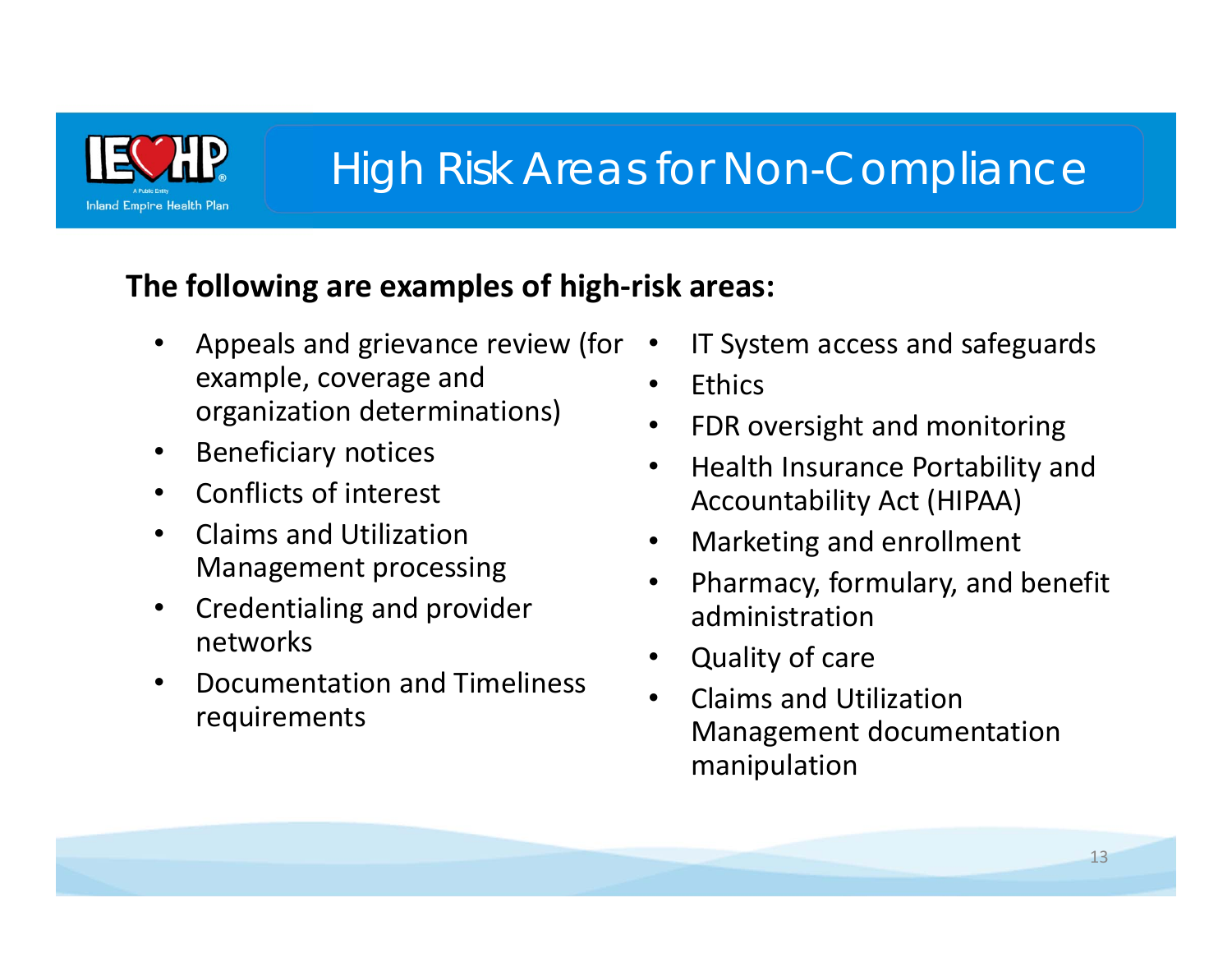# High Risk Areas for Non-Compliance

**The following are examples of high-risk areas:**

- Appeals and grievance review (for example, coverage and organization determinations)
- Beneficiary notices
- Conflicts of interest
- Claims and Utilization Management processing
- Credentialing and provider networks
- Documentation and Timeliness requirements
- IT System access and safeguards
- Ethics
- FDR oversight and monitoring
- Health Insurance Portability and Accountability Act (HIPAA)
- Marketing and enrollment
- Pharmacy, formulary, and benefit administration
- Quality of care
- Claims and Utilization Management documentation manipulation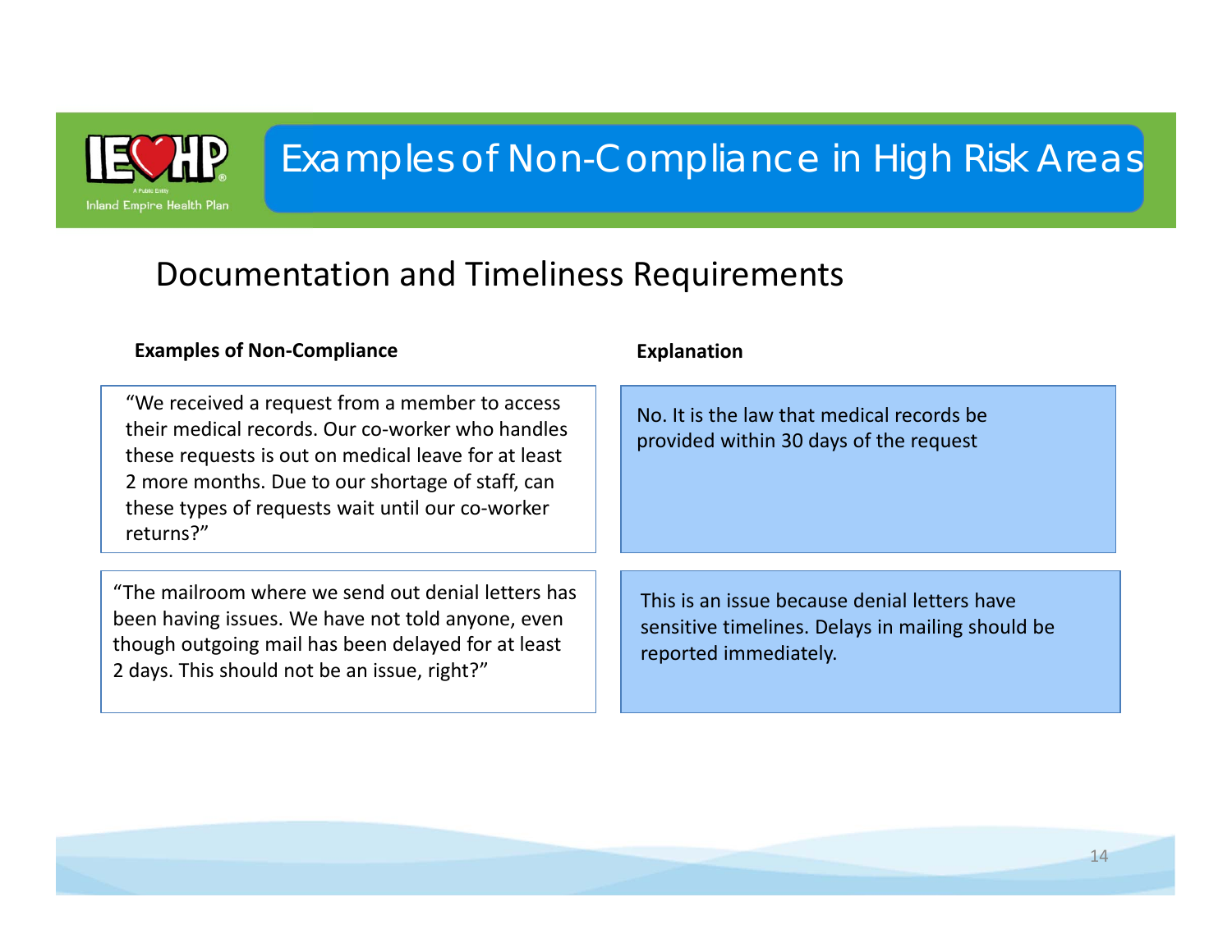# Examples of Non-Compliance in High Risk Areas

## Documentation and Timeliness Requirements

| Examples of Non-Compliance | Explanation |
|---|---|
| "We received a request from a member to access their medical records. Our co-worker who handles these requests is out on medical leave for at least 2 more months. Due to our shortage of staff, can these types of requests wait until our co-worker returns?" | No. It is the law that medical records be provided within 30 days of the request |
| "The mailroom where we send out denial letters has been having issues. We have not told anyone, even though outgoing mail has been delayed for at least 2 days. This should not be an issue, right?" | This is an issue because denial letters have sensitive timelines. Delays in mailing should be reported immediately. |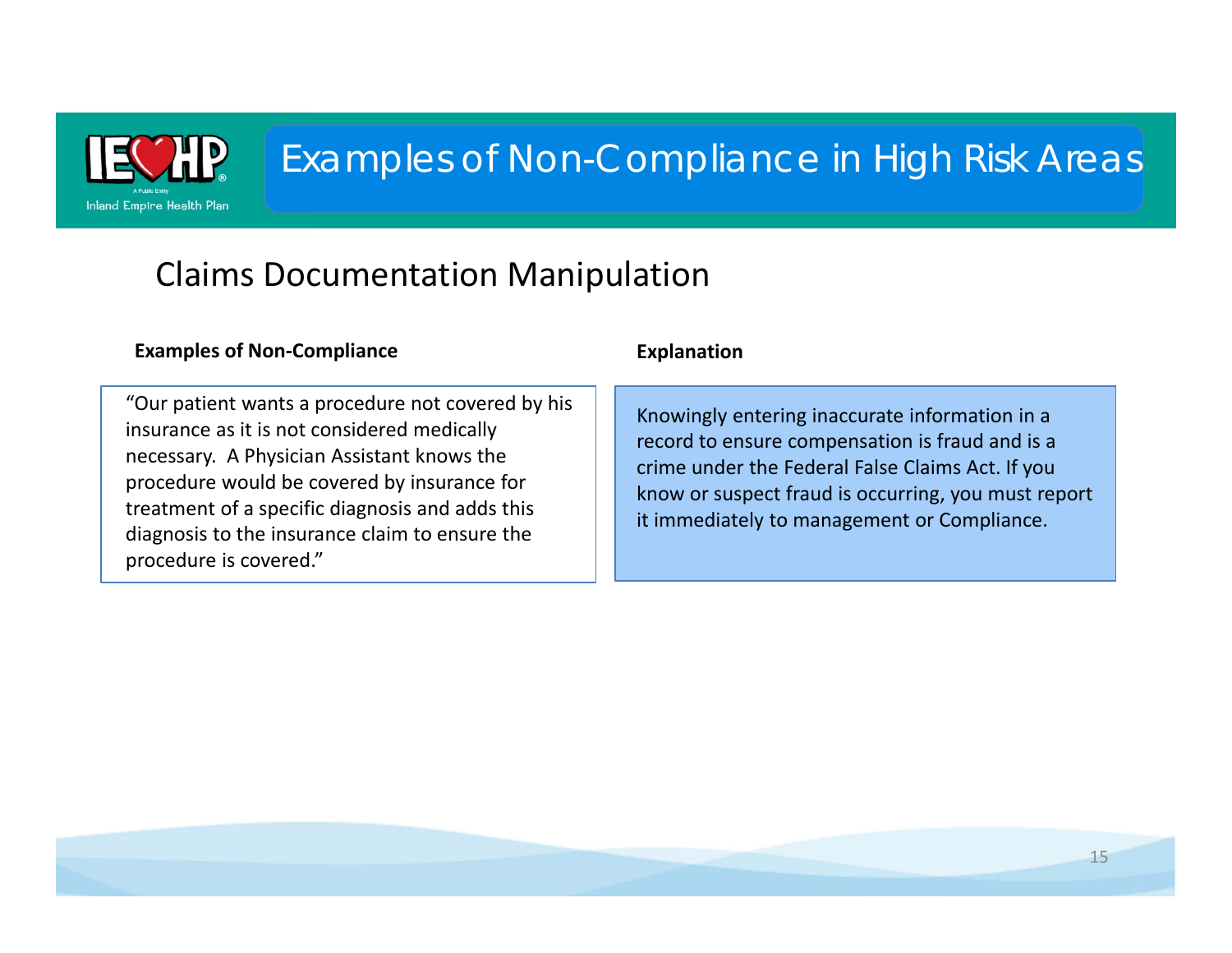# Examples of Non-Compliance in High Risk Areas

## Claims Documentation Manipulation

| Examples of Non-Compliance | Explanation |
| --- | --- |
| "Our patient wants a procedure not covered by his insurance as it is not considered medically necessary. A Physician Assistant knows the procedure would be covered by insurance for treatment of a specific diagnosis and adds this diagnosis to the insurance claim to ensure the procedure is covered." | Knowingly entering inaccurate information in a record to ensure compensation is fraud and is a crime under the Federal False Claims Act. If you know or suspect fraud is occurring, you must report it immediately to management or Compliance. |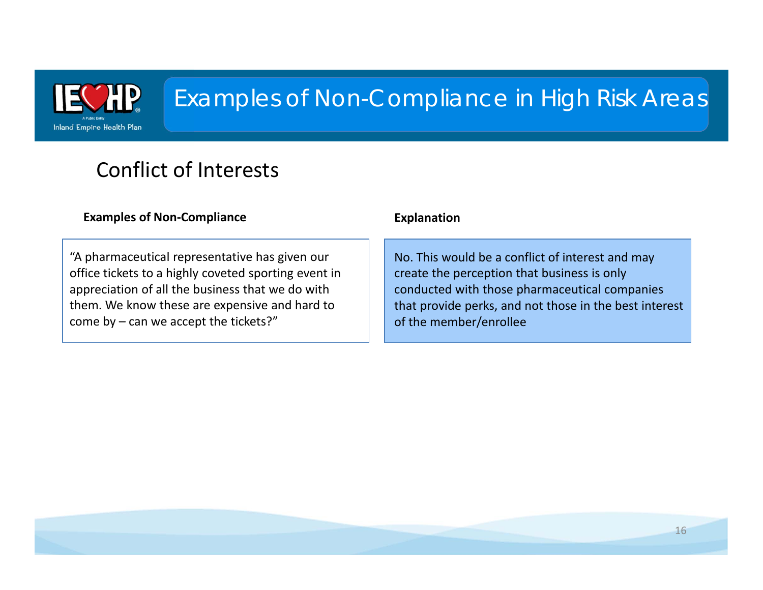# Examples of Non-Compliance in High Risk Areas

## Conflict of Interests

| Examples of Non-Compliance | Explanation |
| --- | --- |
| "A pharmaceutical representative has given our office tickets to a highly coveted sporting event in appreciation of all the business that we do with them. We know these are expensive and hard to come by – can we accept the tickets?" | No. This would be a conflict of interest and may create the perception that business is only conducted with those pharmaceutical companies that provide perks, and not those in the best interest of the member/enrollee |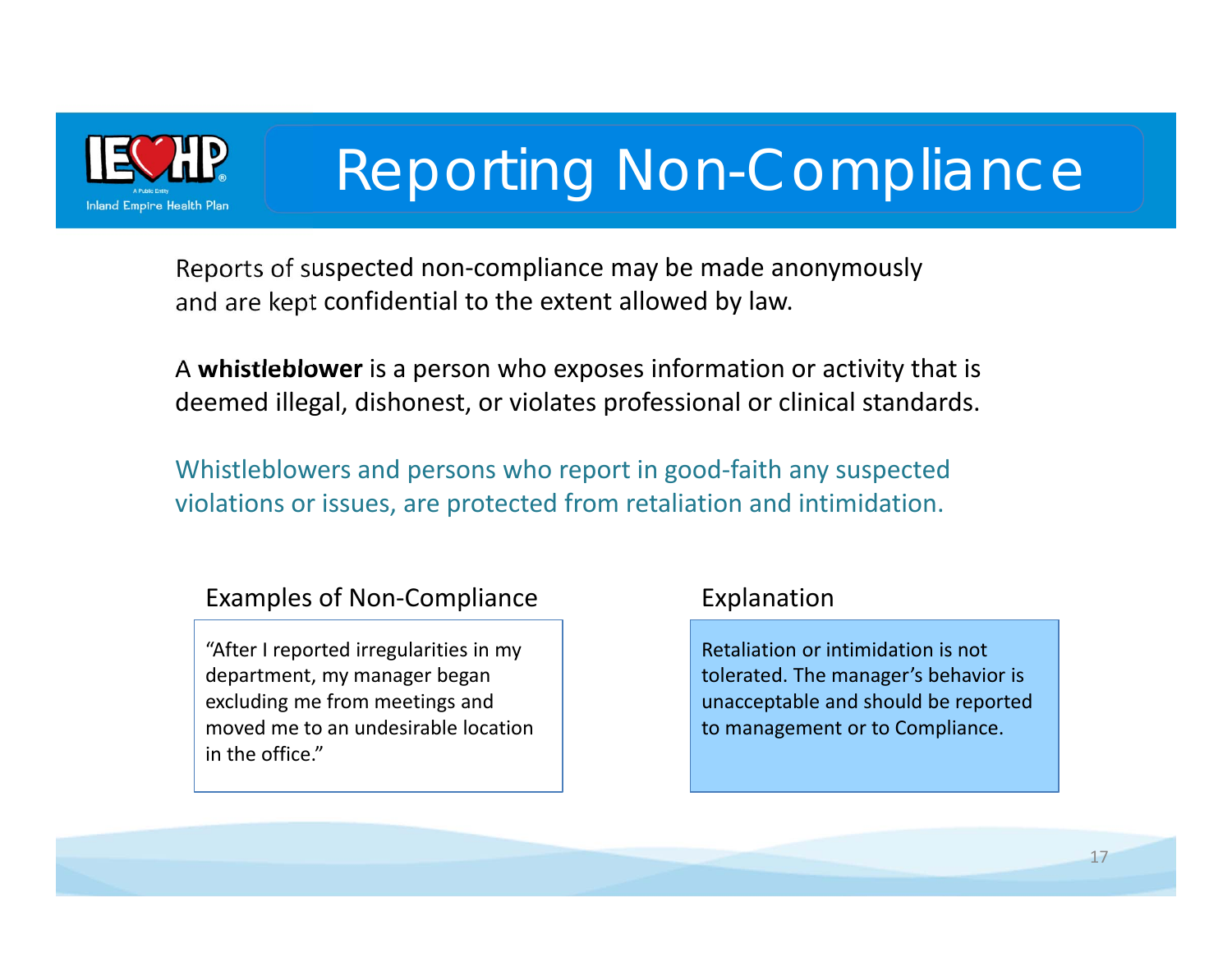# Reporting Non-Compliance

Reports of suspected non-compliance may be made anonymously and are kept confidential to the extent allowed by law.

A **whistleblower** is a person who exposes information or activity that is deemed illegal, dishonest, or violates professional or clinical standards.

Whistleblowers and persons who report in good-faith any suspected violations or issues, are protected from retaliation and intimidation.

| Examples of Non-Compliance | Explanation |
| --- | --- |
| "After I reported irregularities in my department, my manager began excluding me from meetings and moved me to an undesirable location in the office." | Retaliation or intimidation is not tolerated. The manager's behavior is unacceptable and should be reported to management or to Compliance. |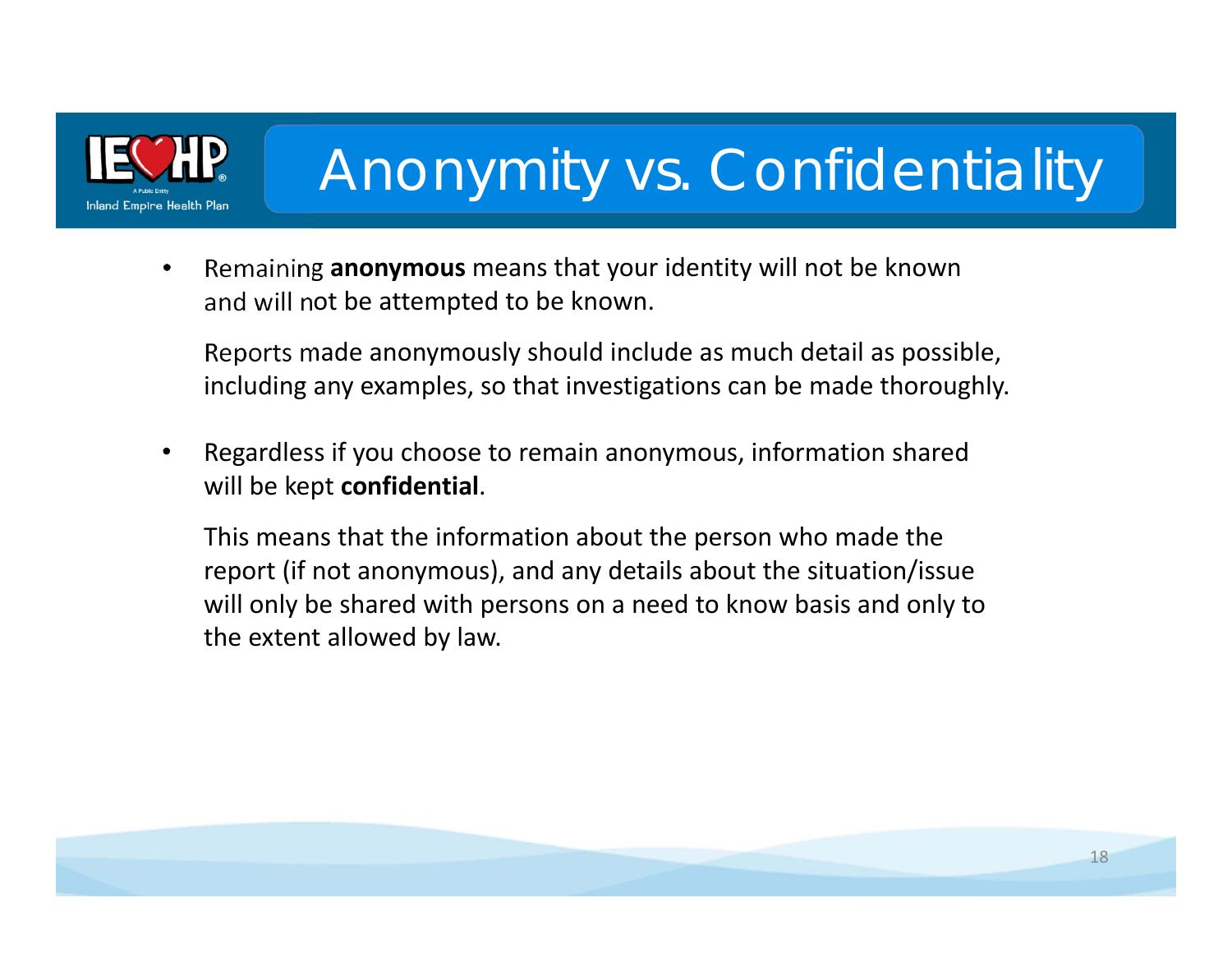# Anonymity vs. Confidentiality

- Remaining **anonymous** means that your identity will not be known and will not be attempted to be known.

  Reports made anonymously should include as much detail as possible, including any examples, so that investigations can be made thoroughly.

- Regardless if you choose to remain anonymous, information shared will be kept **confidential**.

  This means that the information about the person who made the report (if not anonymous), and any details about the situation/issue will only be shared with persons on a need to know basis and only to the extent allowed by law.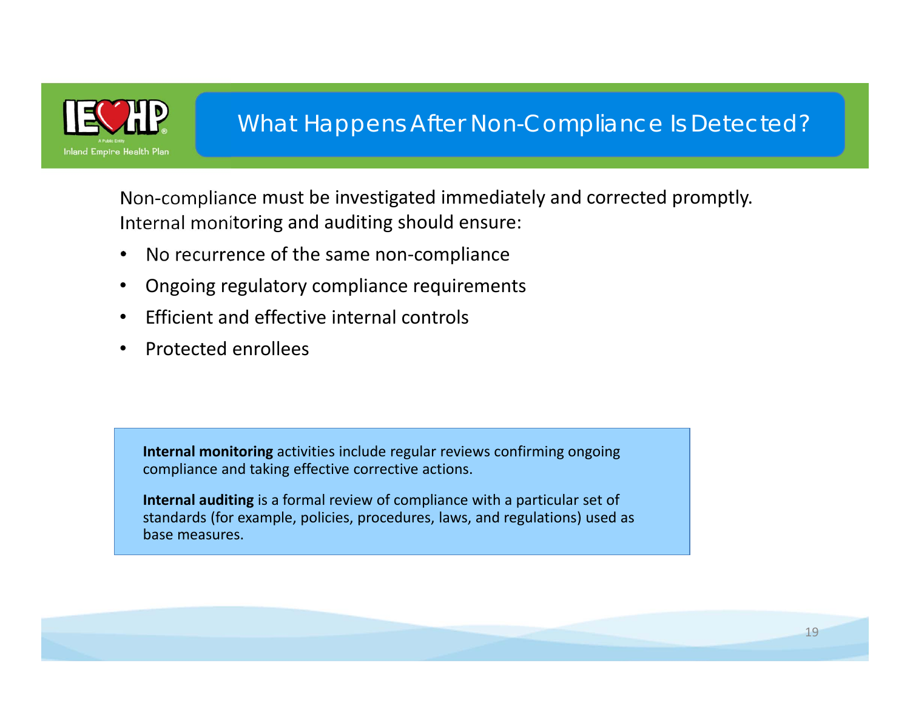# What Happens After Non-Compliance Is Detected?

Non-compliance must be investigated immediately and corrected promptly. Internal monitoring and auditing should ensure:

- No recurrence of the same non-compliance
- Ongoing regulatory compliance requirements
- Efficient and effective internal controls
- Protected enrollees

**Internal monitoring** activities include regular reviews confirming ongoing compliance and taking effective corrective actions.

**Internal auditing** is a formal review of compliance with a particular set of standards (for example, policies, procedures, laws, and regulations) used as base measures.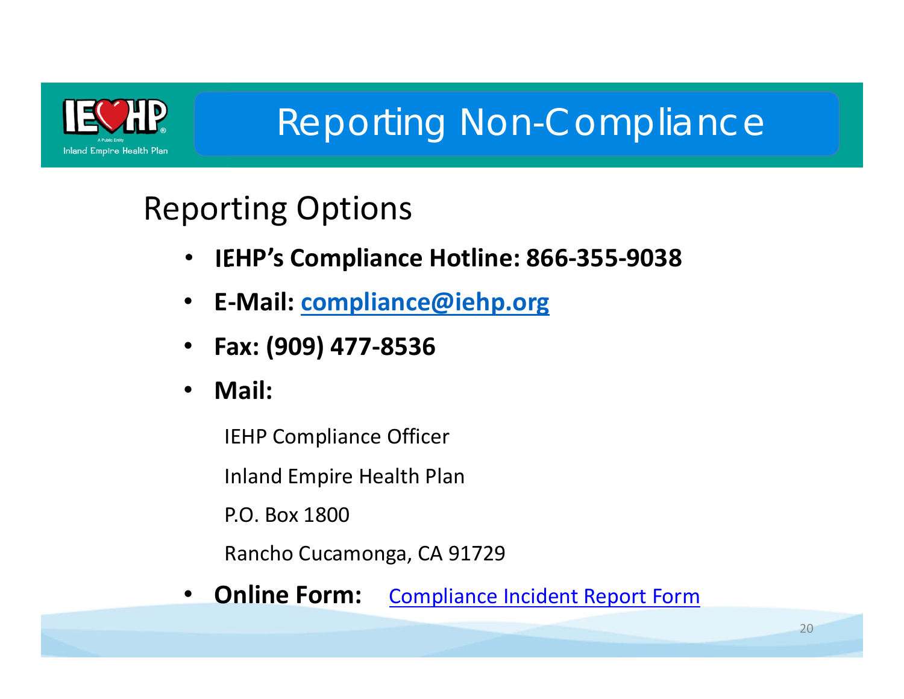# Reporting Non-Compliance

## Reporting Options

- **IEHP's Compliance Hotline: 866-355-9038**
- **E-Mail: compliance@iehp.org**
- **Fax: (909) 477-8536**
- **Mail:**

  IEHP Compliance Officer

  Inland Empire Health Plan

  P.O. Box 1800

  Rancho Cucamonga, CA 91729

- **Online Form:** Compliance Incident Report Form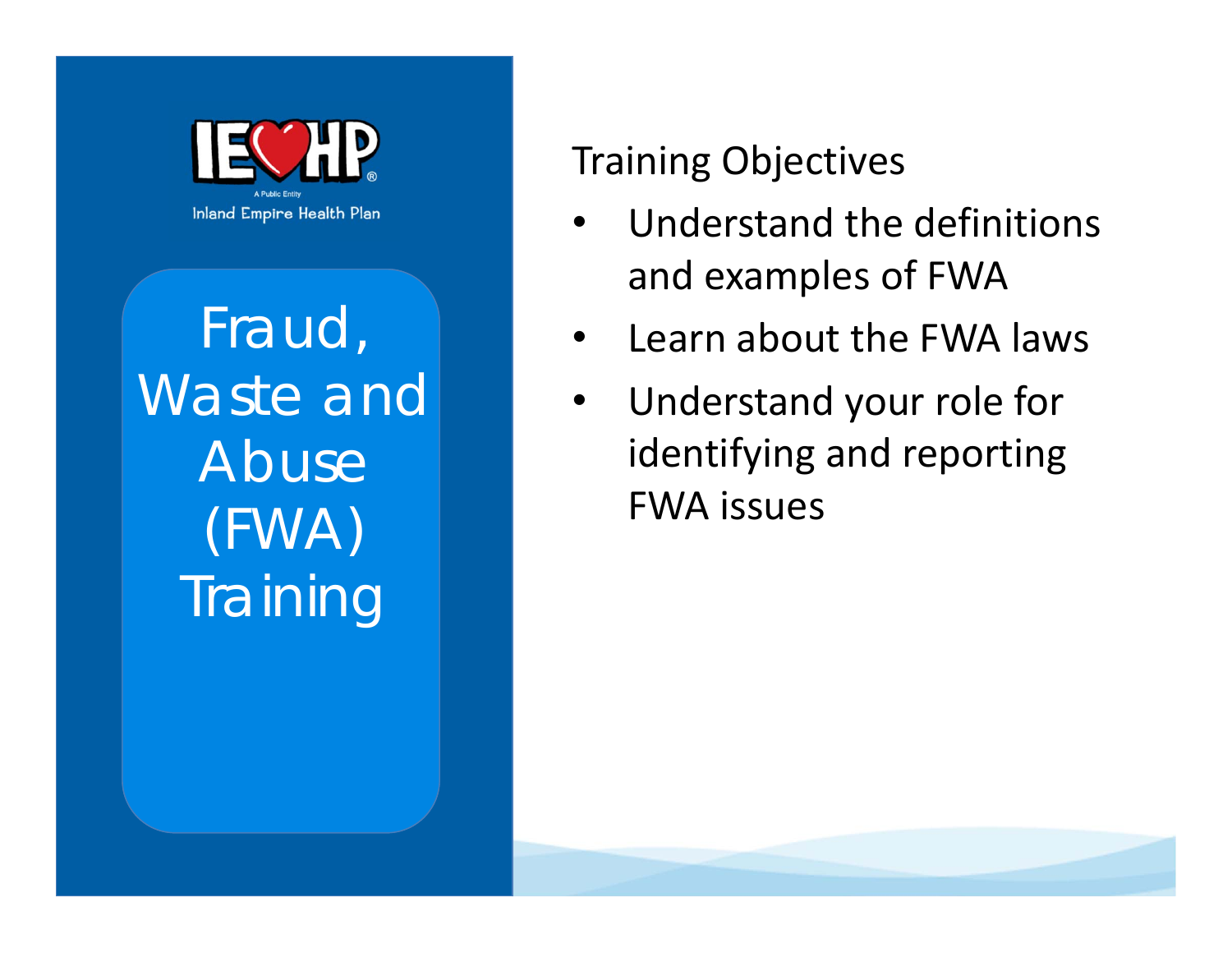IEHP
A Public Entity
Inland Empire Health Plan

# Fraud, Waste and Abuse (FWA) Training

## Training Objectives

- Understand the definitions and examples of FWA
- Learn about the FWA laws
- Understand your role for identifying and reporting FWA issues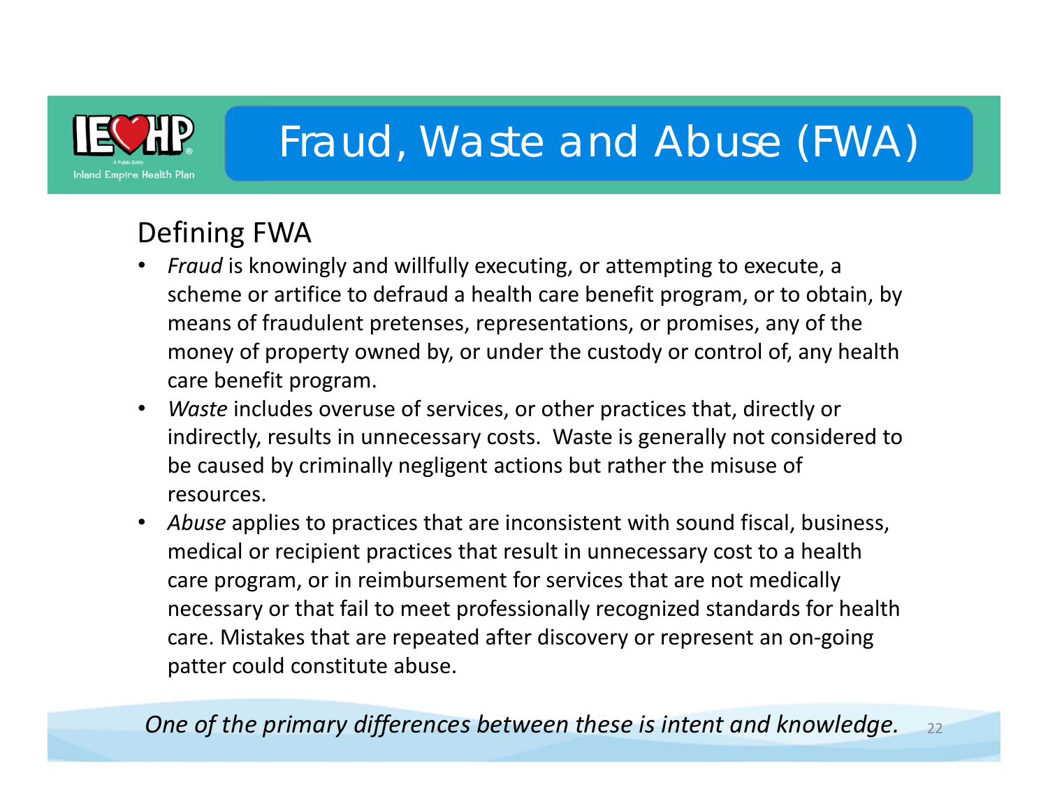# Fraud, Waste and Abuse (FWA)

## Defining FWA

- *Fraud* is knowingly and willfully executing, or attempting to execute, a scheme or artifice to defraud a health care benefit program, or to obtain, by means of fraudulent pretenses, representations, or promises, any of the money of property owned by, or under the custody or control of, any health care benefit program.
- *Waste* includes overuse of services, or other practices that, directly or indirectly, results in unnecessary costs. Waste is generally not considered to be caused by criminally negligent actions but rather the misuse of resources.
- *Abuse* applies to practices that are inconsistent with sound fiscal, business, medical or recipient practices that result in unnecessary cost to a health care program, or in reimbursement for services that are not medically necessary or that fail to meet professionally recognized standards for health care. Mistakes that are repeated after discovery or represent an on-going patter could constitute abuse.

*One of the primary differences between these is intent and knowledge.*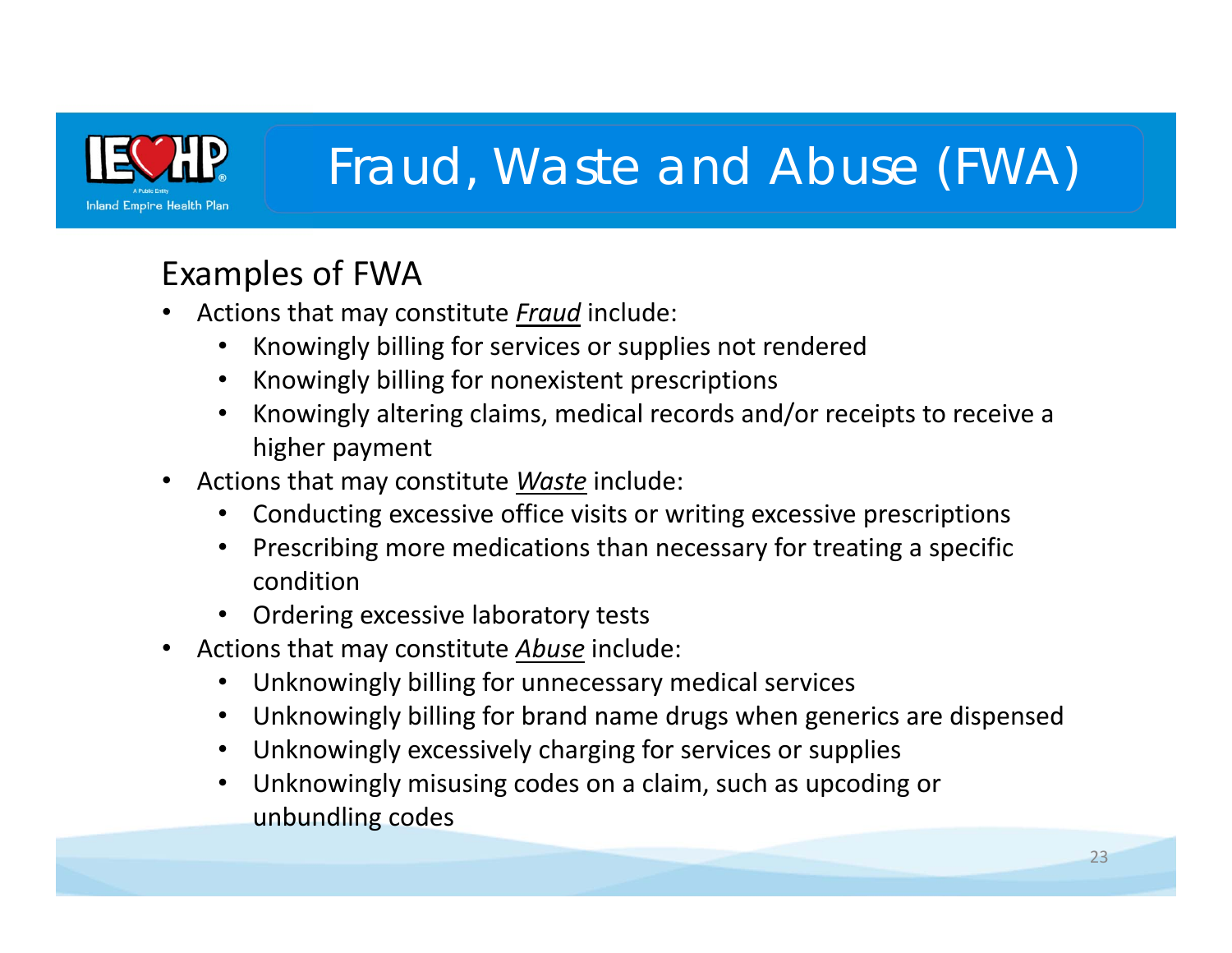# Fraud, Waste and Abuse (FWA)

## Examples of FWA

- Actions that may constitute ***Fraud*** include:
  - Knowingly billing for services or supplies not rendered
  - Knowingly billing for nonexistent prescriptions
  - Knowingly altering claims, medical records and/or receipts to receive a higher payment
- Actions that may constitute ***Waste*** include:
  - Conducting excessive office visits or writing excessive prescriptions
  - Prescribing more medications than necessary for treating a specific condition
  - Ordering excessive laboratory tests
- Actions that may constitute ***Abuse*** include:
  - Unknowingly billing for unnecessary medical services
  - Unknowingly billing for brand name drugs when generics are dispensed
  - Unknowingly excessively charging for services or supplies
  - Unknowingly misusing codes on a claim, such as upcoding or unbundling codes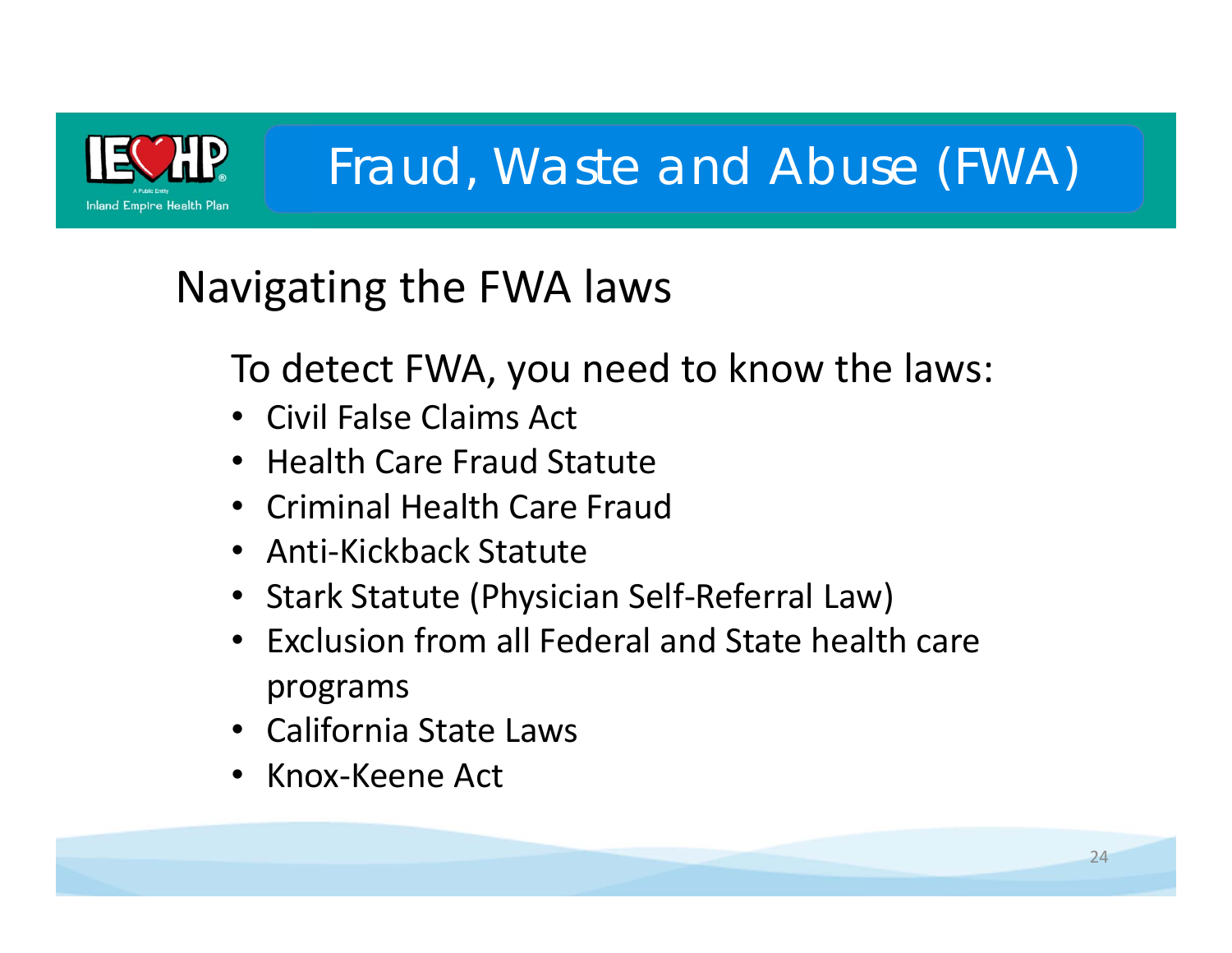# Fraud, Waste and Abuse (FWA)

## Navigating the FWA laws

To detect FWA, you need to know the laws:

- Civil False Claims Act
- Health Care Fraud Statute
- Criminal Health Care Fraud
- Anti-Kickback Statute
- Stark Statute (Physician Self-Referral Law)
- Exclusion from all Federal and State health care programs
- California State Laws
- Knox-Keene Act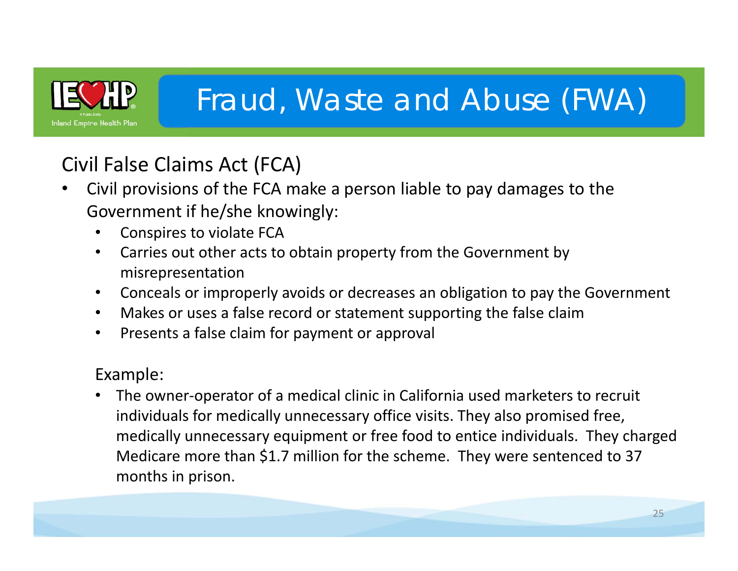# Fraud, Waste and Abuse (FWA)

## Civil False Claims Act (FCA)

- Civil provisions of the FCA make a person liable to pay damages to the Government if he/she knowingly:
  - Conspires to violate FCA
  - Carries out other acts to obtain property from the Government by misrepresentation
  - Conceals or improperly avoids or decreases an obligation to pay the Government
  - Makes or uses a false record or statement supporting the false claim
  - Presents a false claim for payment or approval

Example:

- The owner-operator of a medical clinic in California used marketers to recruit individuals for medically unnecessary office visits. They also promised free, medically unnecessary equipment or free food to entice individuals. They charged Medicare more than $1.7 million for the scheme. They were sentenced to 37 months in prison.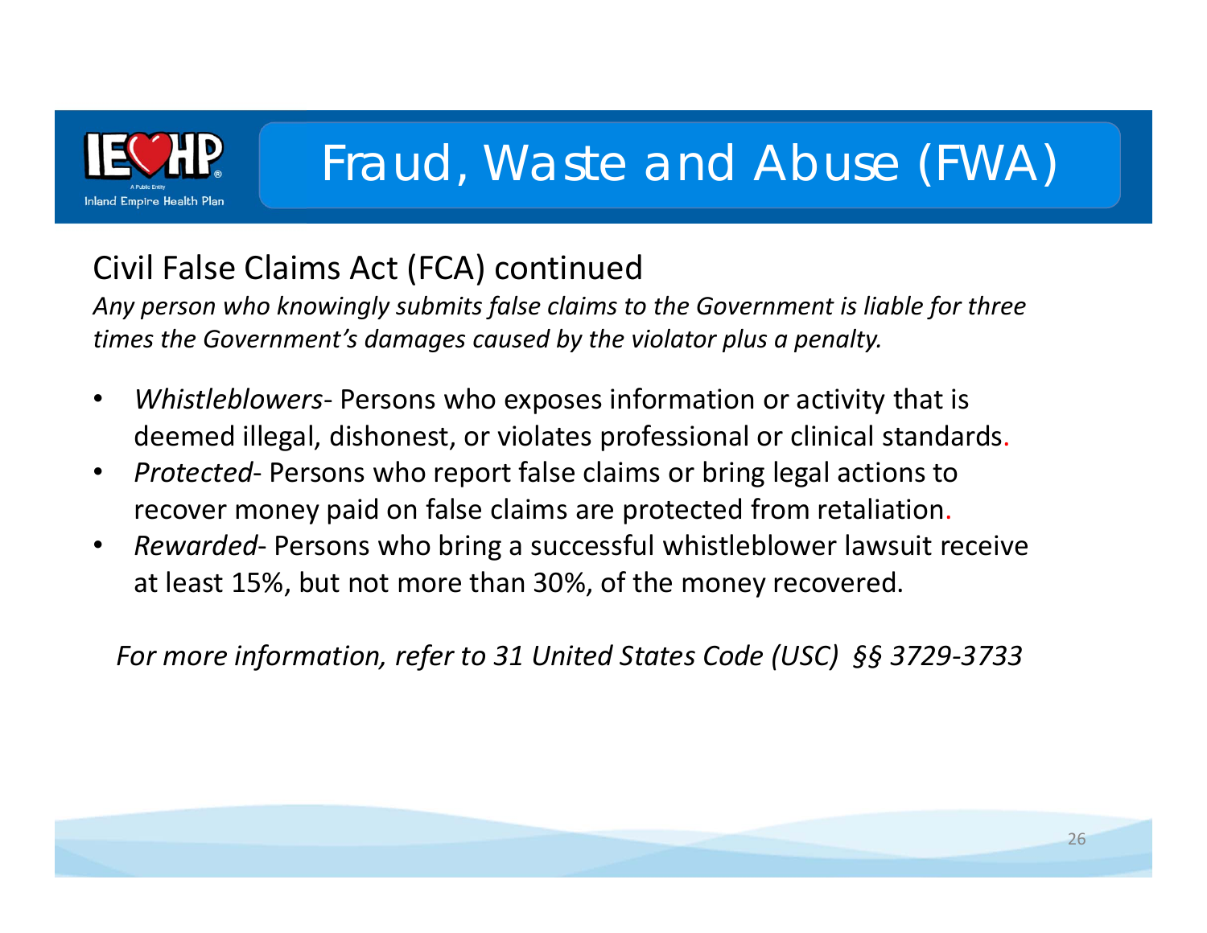# Fraud, Waste and Abuse (FWA)

## Civil False Claims Act (FCA) continued

*Any person who knowingly submits false claims to the Government is liable for three times the Government's damages caused by the violator plus a penalty.*

- *Whistleblowers*- Persons who exposes information or activity that is deemed illegal, dishonest, or violates professional or clinical standards.
- *Protected*- Persons who report false claims or bring legal actions to recover money paid on false claims are protected from retaliation.
- *Rewarded*- Persons who bring a successful whistleblower lawsuit receive at least 15%, but not more than 30%, of the money recovered.

*For more information, refer to 31 United States Code (USC) §§ 3729-3733*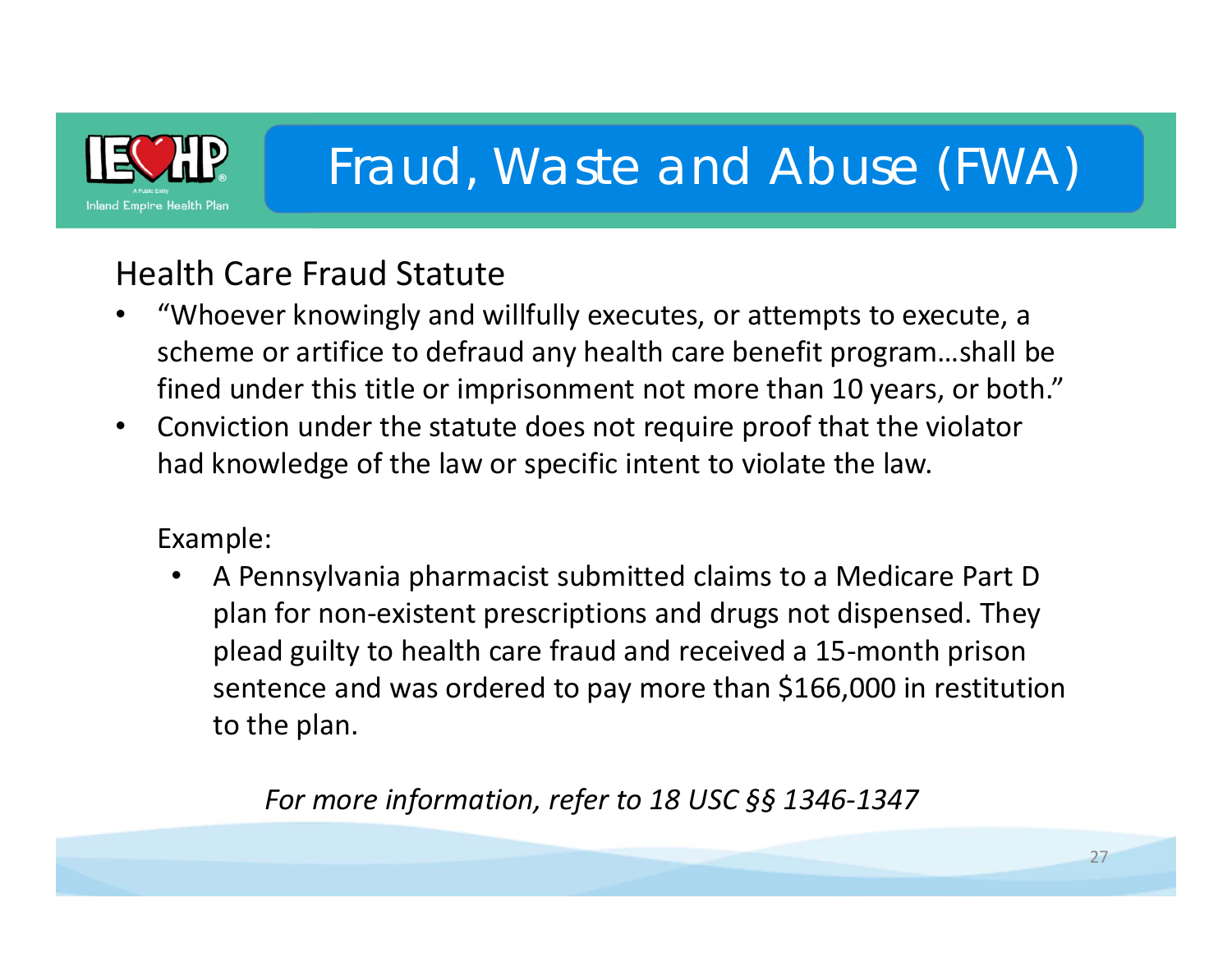# Fraud, Waste and Abuse (FWA)

## Health Care Fraud Statute

- "Whoever knowingly and willfully executes, or attempts to execute, a scheme or artifice to defraud any health care benefit program…shall be fined under this title or imprisonment not more than 10 years, or both."
- Conviction under the statute does not require proof that the violator had knowledge of the law or specific intent to violate the law.

Example:

- A Pennsylvania pharmacist submitted claims to a Medicare Part D plan for non-existent prescriptions and drugs not dispensed. They plead guilty to health care fraud and received a 15-month prison sentence and was ordered to pay more than $166,000 in restitution to the plan.

*For more information, refer to 18 USC §§ 1346-1347*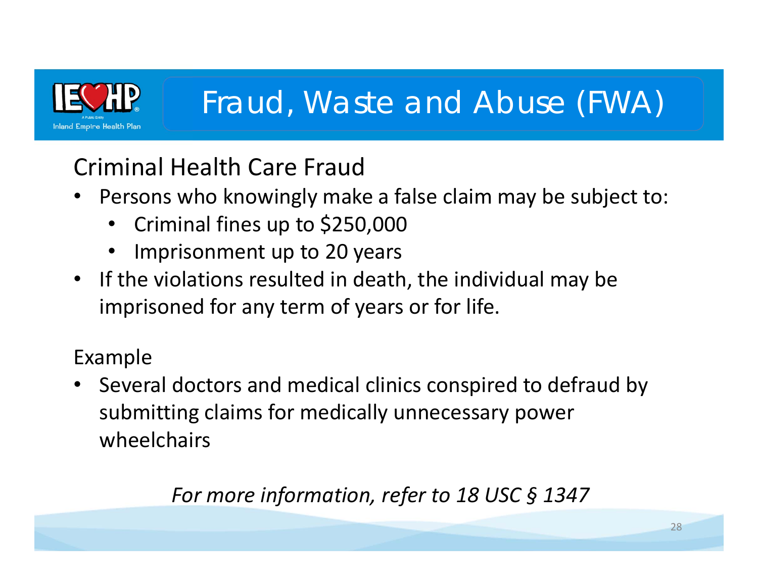# Fraud, Waste and Abuse (FWA)

## Criminal Health Care Fraud

- Persons who knowingly make a false claim may be subject to:
  - Criminal fines up to $250,000
  - Imprisonment up to 20 years
- If the violations resulted in death, the individual may be imprisoned for any term of years or for life.

## Example

- Several doctors and medical clinics conspired to defraud by submitting claims for medically unnecessary power wheelchairs

*For more information, refer to 18 USC § 1347*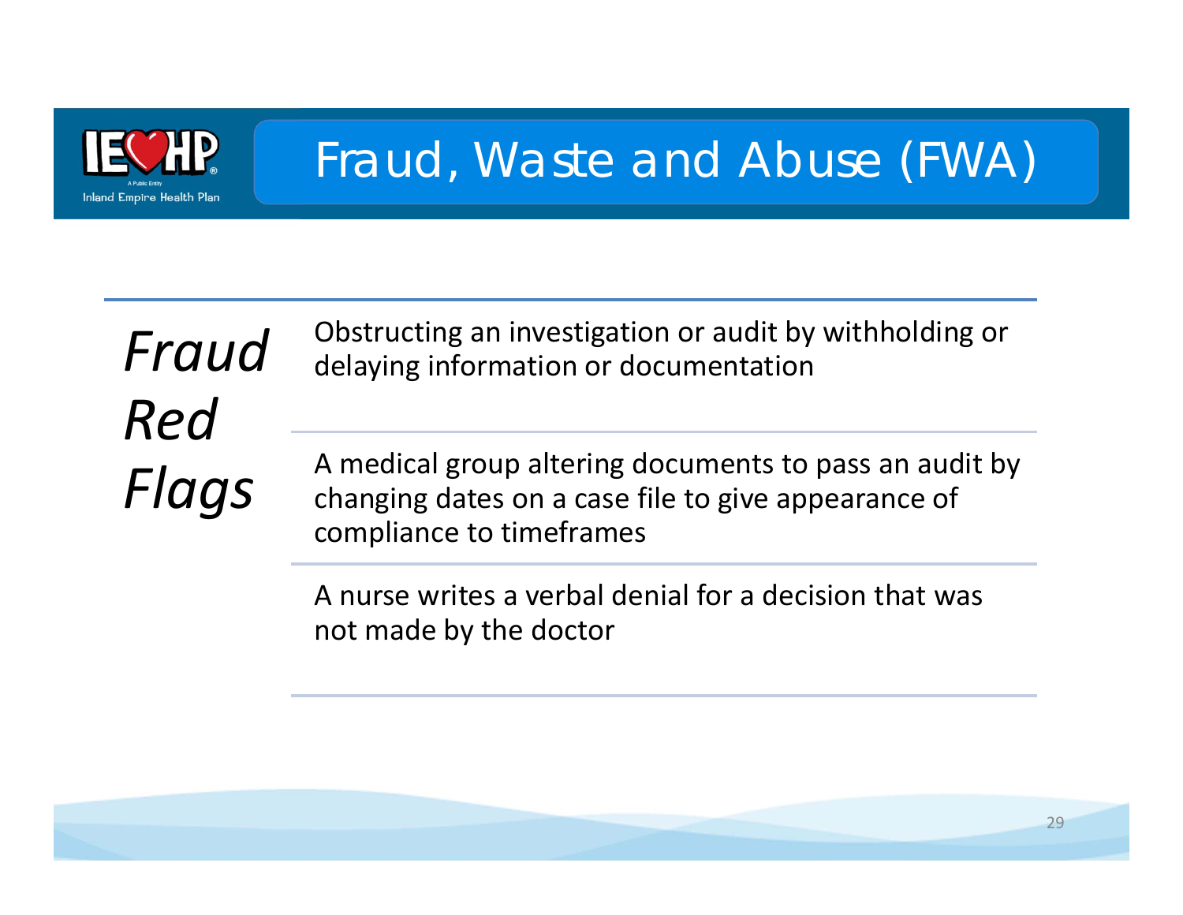# Fraud, Waste and Abuse (FWA)

| *Fraud Red Flags* | |
|---|---|
| | Obstructing an investigation or audit by withholding or delaying information or documentation |
| | A medical group altering documents to pass an audit by changing dates on a case file to give appearance of compliance to timeframes |
| | A nurse writes a verbal denial for a decision that was not made by the doctor |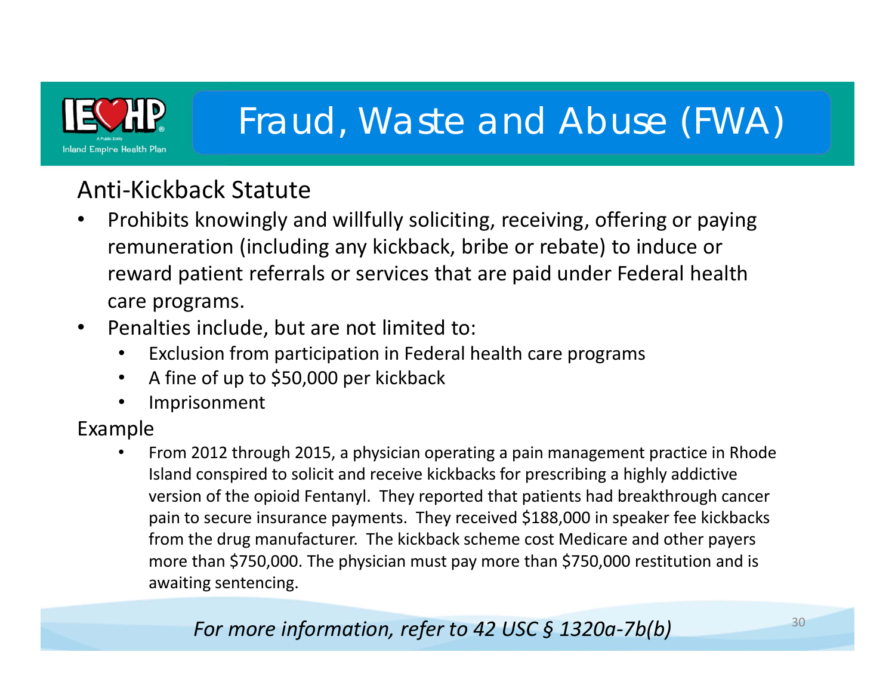# Fraud, Waste and Abuse (FWA)

## Anti-Kickback Statute

- Prohibits knowingly and willfully soliciting, receiving, offering or paying remuneration (including any kickback, bribe or rebate) to induce or reward patient referrals or services that are paid under Federal health care programs.
- Penalties include, but are not limited to:
  - Exclusion from participation in Federal health care programs
  - A fine of up to $50,000 per kickback
  - Imprisonment

## Example

- From 2012 through 2015, a physician operating a pain management practice in Rhode Island conspired to solicit and receive kickbacks for prescribing a highly addictive version of the opioid Fentanyl. They reported that patients had breakthrough cancer pain to secure insurance payments. They received $188,000 in speaker fee kickbacks from the drug manufacturer. The kickback scheme cost Medicare and other payers more than $750,000. The physician must pay more than $750,000 restitution and is awaiting sentencing.

*For more information, refer to 42 USC § 1320a-7b(b)*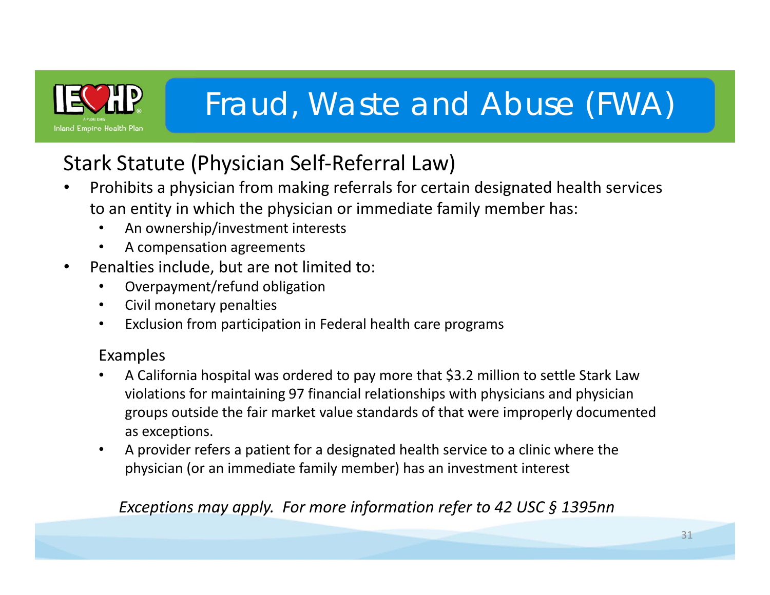# Fraud, Waste and Abuse (FWA)

## Stark Statute (Physician Self-Referral Law)

- Prohibits a physician from making referrals for certain designated health services to an entity in which the physician or immediate family member has:
  - An ownership/investment interests
  - A compensation agreements
- Penalties include, but are not limited to:
  - Overpayment/refund obligation
  - Civil monetary penalties
  - Exclusion from participation in Federal health care programs

Examples

- A California hospital was ordered to pay more that $3.2 million to settle Stark Law violations for maintaining 97 financial relationships with physicians and physician groups outside the fair market value standards of that were improperly documented as exceptions.
- A provider refers a patient for a designated health service to a clinic where the physician (or an immediate family member) has an investment interest

*Exceptions may apply. For more information refer to 42 USC § 1395nn*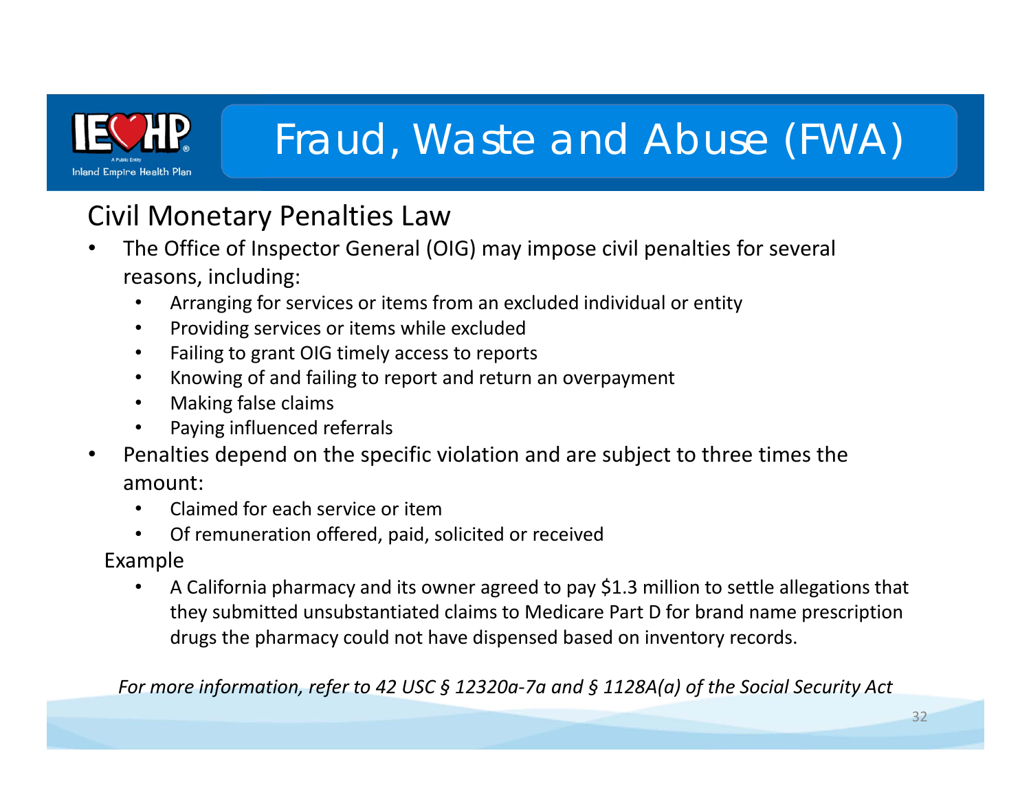# Fraud, Waste and Abuse (FWA)

## Civil Monetary Penalties Law

- The Office of Inspector General (OIG) may impose civil penalties for several reasons, including:
  - Arranging for services or items from an excluded individual or entity
  - Providing services or items while excluded
  - Failing to grant OIG timely access to reports
  - Knowing of and failing to report and return an overpayment
  - Making false claims
  - Paying influenced referrals
- Penalties depend on the specific violation and are subject to three times the amount:
  - Claimed for each service or item
  - Of remuneration offered, paid, solicited or received

Example

- A California pharmacy and its owner agreed to pay $1.3 million to settle allegations that they submitted unsubstantiated claims to Medicare Part D for brand name prescription drugs the pharmacy could not have dispensed based on inventory records.

*For more information, refer to 42 USC § 12320a-7a and § 1128A(a) of the Social Security Act*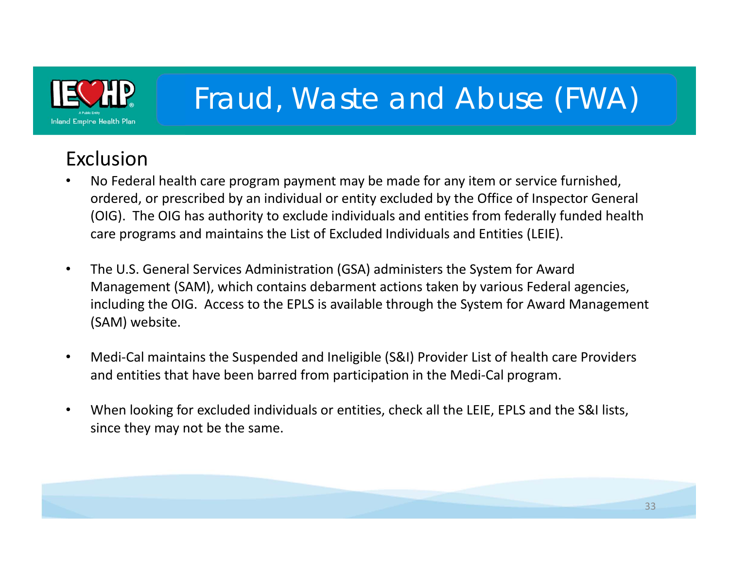# Fraud, Waste and Abuse (FWA)

## Exclusion

- No Federal health care program payment may be made for any item or service furnished, ordered, or prescribed by an individual or entity excluded by the Office of Inspector General (OIG). The OIG has authority to exclude individuals and entities from federally funded health care programs and maintains the List of Excluded Individuals and Entities (LEIE).

- The U.S. General Services Administration (GSA) administers the System for Award Management (SAM), which contains debarment actions taken by various Federal agencies, including the OIG. Access to the EPLS is available through the System for Award Management (SAM) website.

- Medi-Cal maintains the Suspended and Ineligible (S&I) Provider List of health care Providers and entities that have been barred from participation in the Medi-Cal program.

- When looking for excluded individuals or entities, check all the LEIE, EPLS and the S&I lists, since they may not be the same.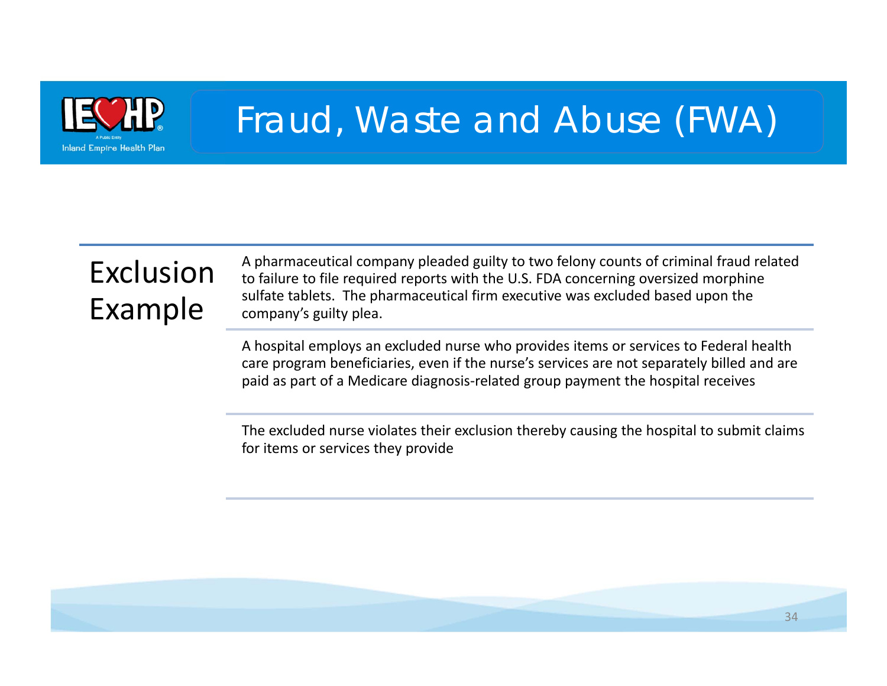# Fraud, Waste and Abuse (FWA)

## Exclusion Example

A pharmaceutical company pleaded guilty to two felony counts of criminal fraud related to failure to file required reports with the U.S. FDA concerning oversized morphine sulfate tablets. The pharmaceutical firm executive was excluded based upon the company's guilty plea.

A hospital employs an excluded nurse who provides items or services to Federal health care program beneficiaries, even if the nurse's services are not separately billed and are paid as part of a Medicare diagnosis-related group payment the hospital receives

The excluded nurse violates their exclusion thereby causing the hospital to submit claims for items or services they provide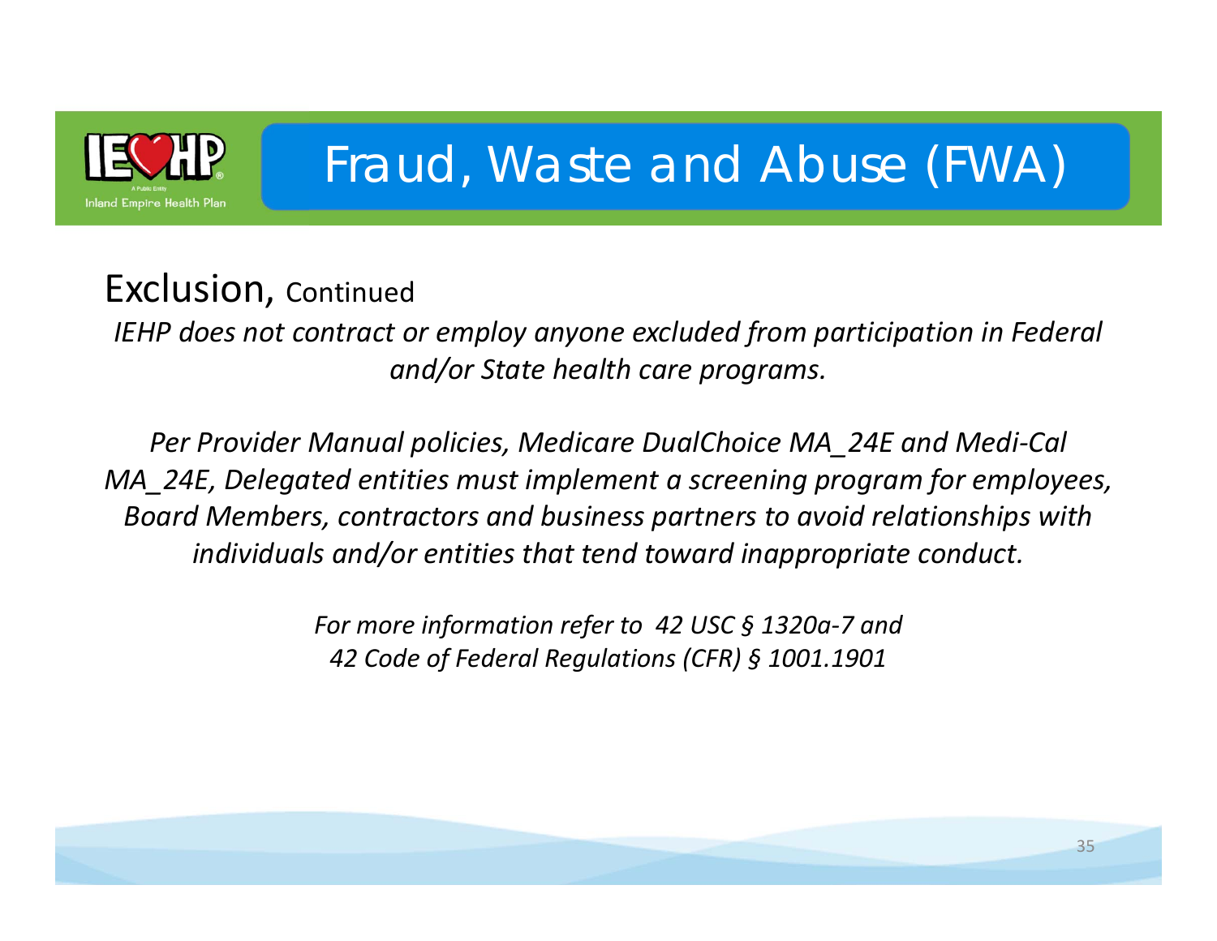# Fraud, Waste and Abuse (FWA)

## Exclusion, Continued

*IEHP does not contract or employ anyone excluded from participation in Federal and/or State health care programs.*

*Per Provider Manual policies, Medicare DualChoice MA_24E and Medi-Cal MA_24E, Delegated entities must implement a screening program for employees, Board Members, contractors and business partners to avoid relationships with individuals and/or entities that tend toward inappropriate conduct.*

*For more information refer to 42 USC § 1320a-7 and 42 Code of Federal Regulations (CFR) § 1001.1901*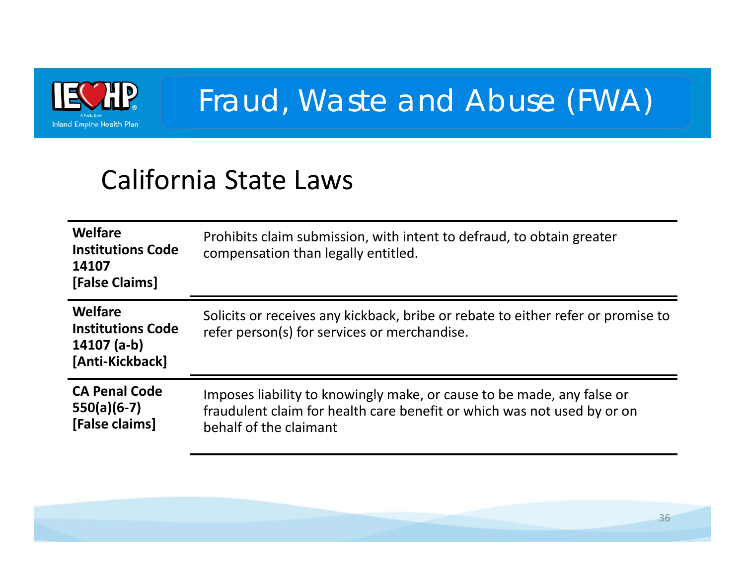# Fraud, Waste and Abuse (FWA)

## California State Laws

| | |
|---|---|
| **Welfare Institutions Code 14107 [False Claims]** | Prohibits claim submission, with intent to defraud, to obtain greater compensation than legally entitled. |
| **Welfare Institutions Code 14107 (a-b) [Anti-Kickback]** | Solicits or receives any kickback, bribe or rebate to either refer or promise to refer person(s) for services or merchandise. |
| **CA Penal Code 550(a)(6-7) [False claims]** | Imposes liability to knowingly make, or cause to be made, any false or fraudulent claim for health care benefit or which was not used by or on behalf of the claimant |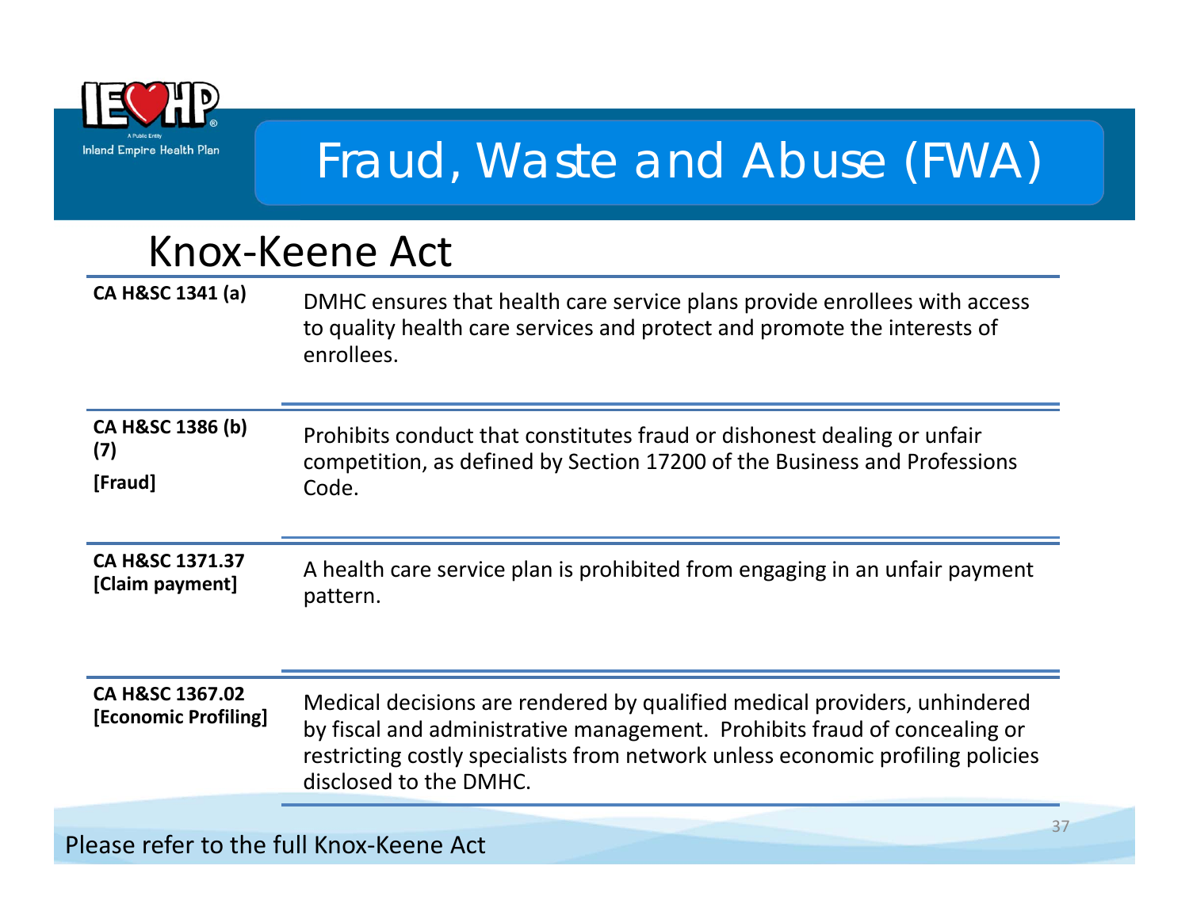# Fraud, Waste and Abuse (FWA)

## Knox-Keene Act

| | |
|---|---|
| **CA H&SC 1341 (a)** | DMHC ensures that health care service plans provide enrollees with access to quality health care services and protect and promote the interests of enrollees. |
| **CA H&SC 1386 (b) (7)** **[Fraud]** | Prohibits conduct that constitutes fraud or dishonest dealing or unfair competition, as defined by Section 17200 of the Business and Professions Code. |
| **CA H&SC 1371.37** **[Claim payment]** | A health care service plan is prohibited from engaging in an unfair payment pattern. |
| **CA H&SC 1367.02** **[Economic Profiling]** | Medical decisions are rendered by qualified medical providers, unhindered by fiscal and administrative management. Prohibits fraud of concealing or restricting costly specialists from network unless economic profiling policies disclosed to the DMHC. |

Please refer to the full Knox-Keene Act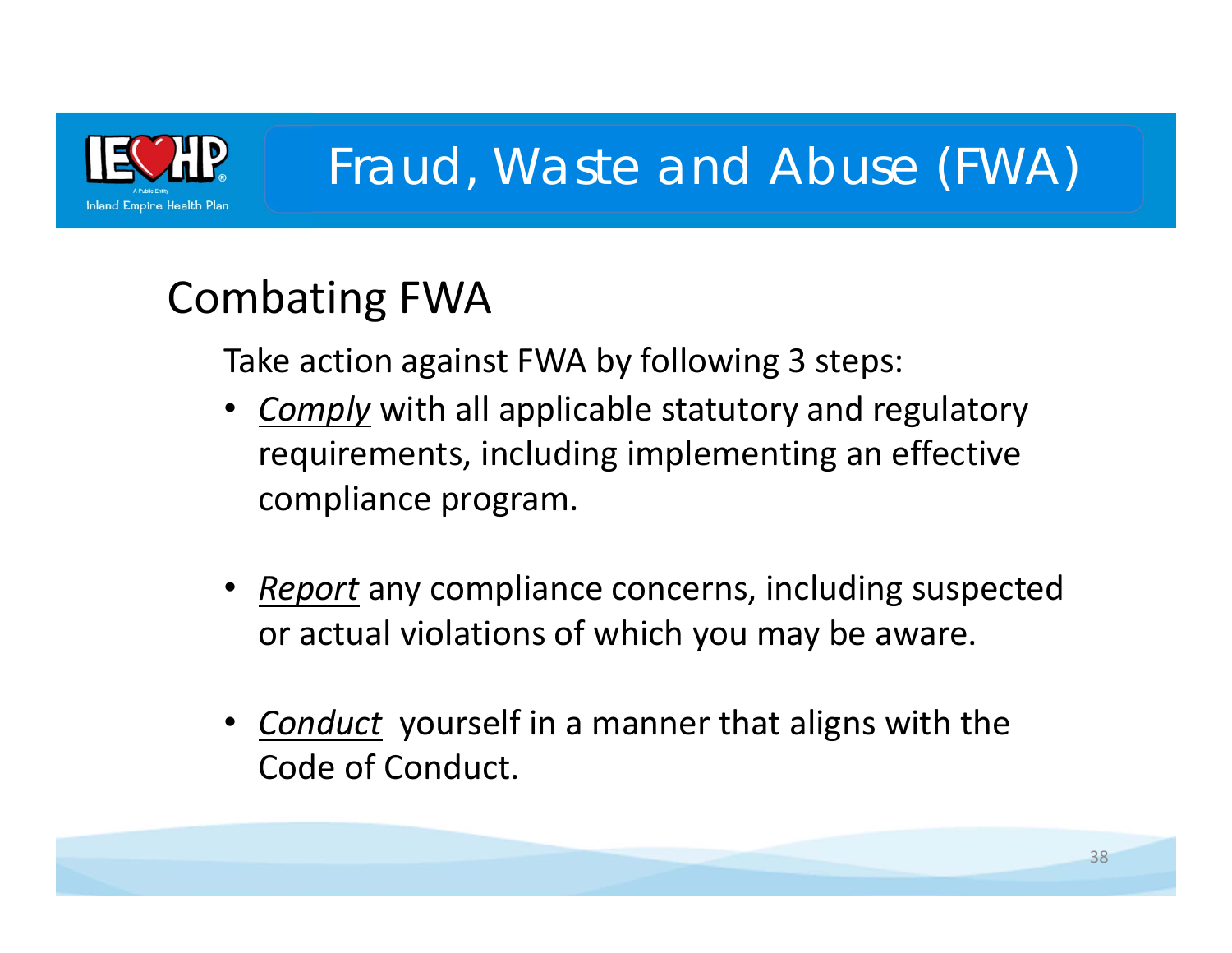# Fraud, Waste and Abuse (FWA)

## Combating FWA

Take action against FWA by following 3 steps:

- *Comply* with all applicable statutory and regulatory requirements, including implementing an effective compliance program.
- *Report* any compliance concerns, including suspected or actual violations of which you may be aware.
- *Conduct* yourself in a manner that aligns with the Code of Conduct.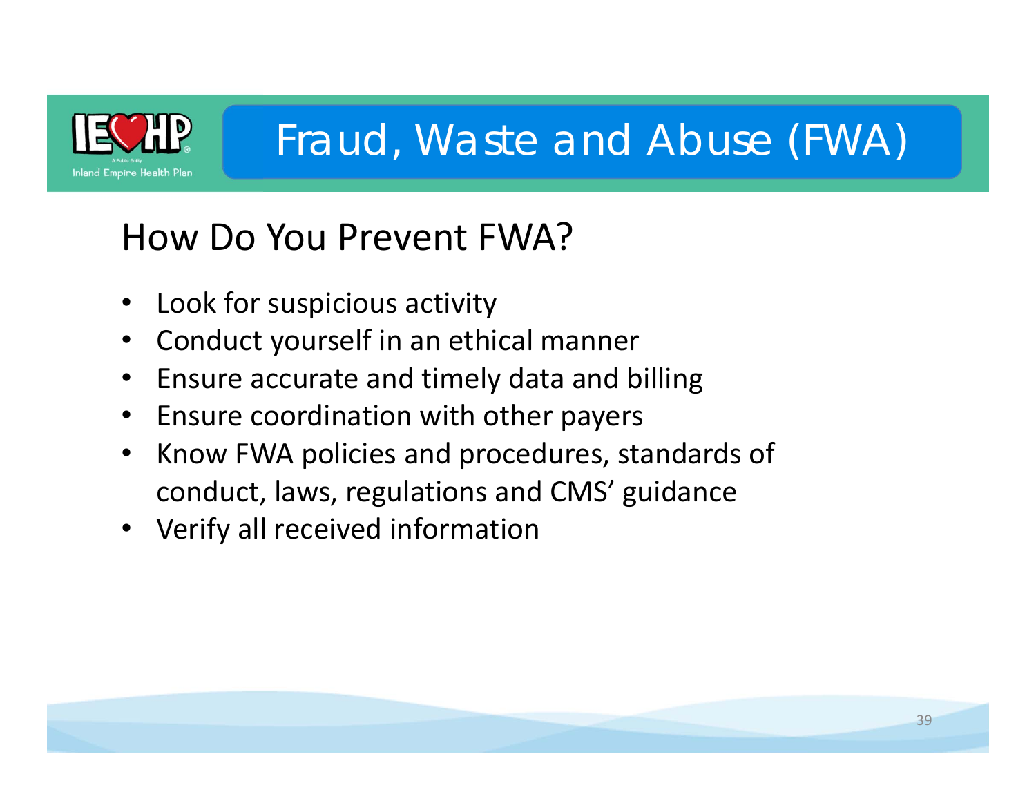# Fraud, Waste and Abuse (FWA)

## How Do You Prevent FWA?

- Look for suspicious activity
- Conduct yourself in an ethical manner
- Ensure accurate and timely data and billing
- Ensure coordination with other payers
- Know FWA policies and procedures, standards of conduct, laws, regulations and CMS' guidance
- Verify all received information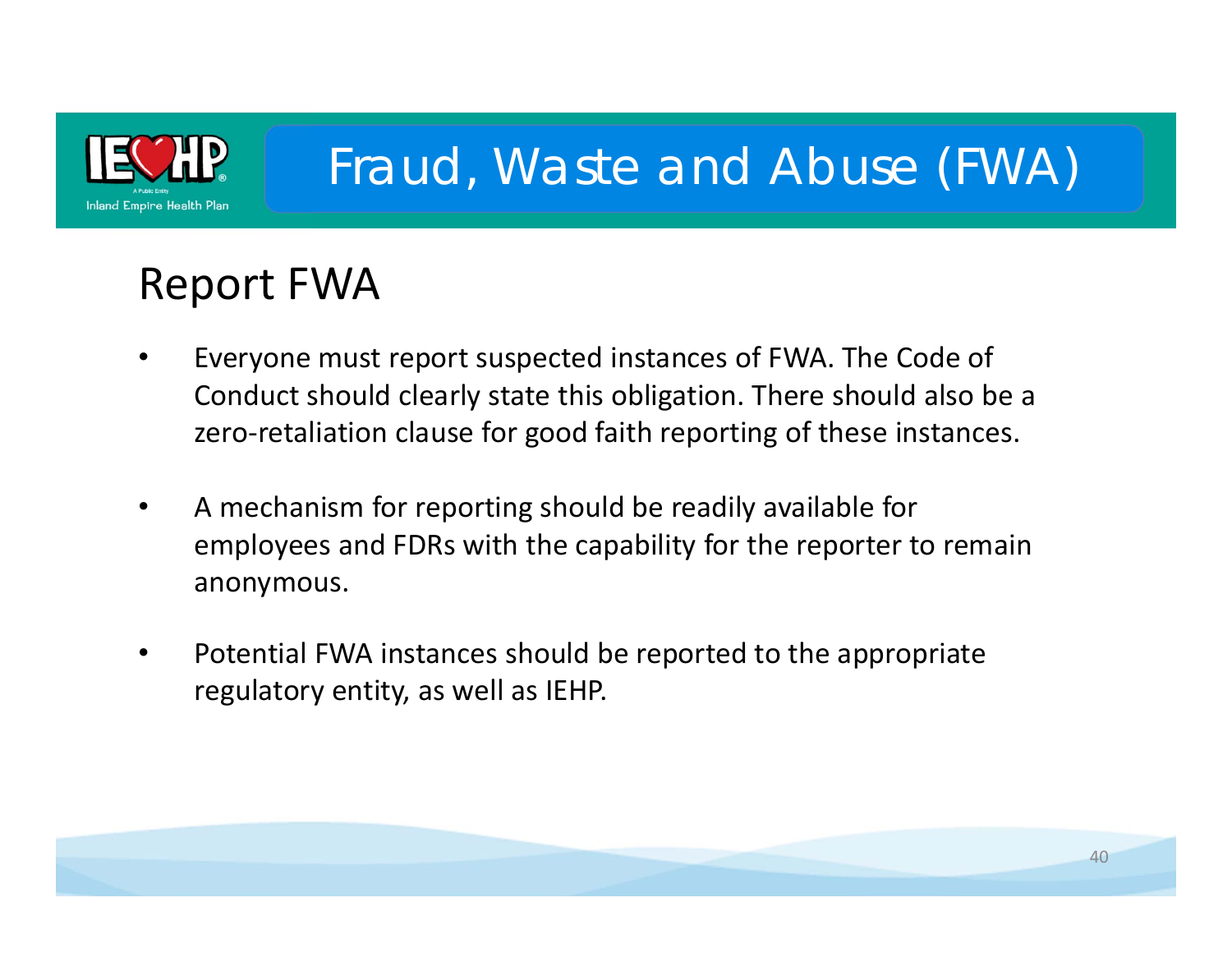# Fraud, Waste and Abuse (FWA)

## Report FWA

- Everyone must report suspected instances of FWA. The Code of Conduct should clearly state this obligation. There should also be a zero-retaliation clause for good faith reporting of these instances.
- A mechanism for reporting should be readily available for employees and FDRs with the capability for the reporter to remain anonymous.
- Potential FWA instances should be reported to the appropriate regulatory entity, as well as IEHP.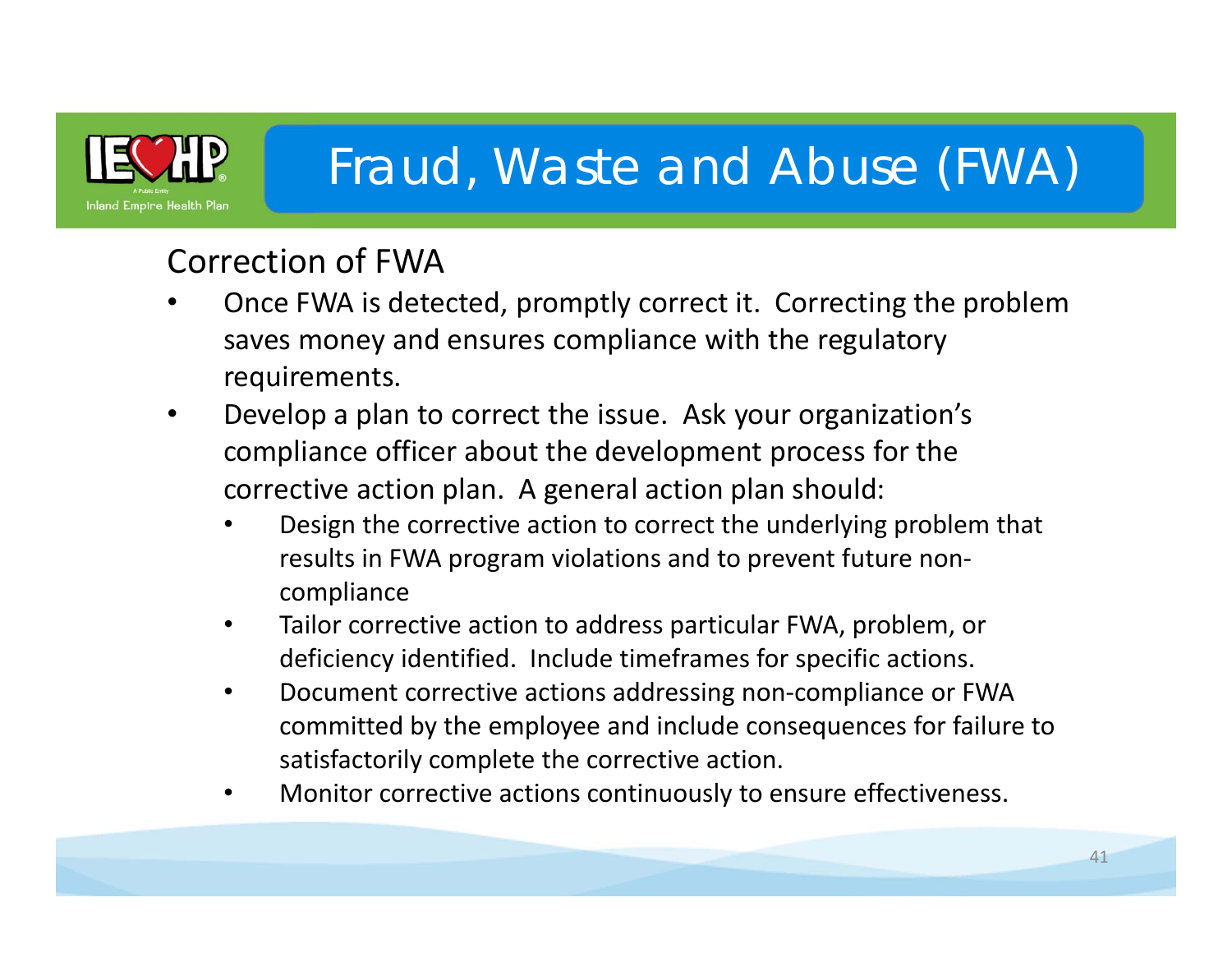# Fraud, Waste and Abuse (FWA)

## Correction of FWA

- Once FWA is detected, promptly correct it. Correcting the problem saves money and ensures compliance with the regulatory requirements.
- Develop a plan to correct the issue. Ask your organization's compliance officer about the development process for the corrective action plan. A general action plan should:
  - Design the corrective action to correct the underlying problem that results in FWA program violations and to prevent future non-compliance
  - Tailor corrective action to address particular FWA, problem, or deficiency identified. Include timeframes for specific actions.
  - Document corrective actions addressing non-compliance or FWA committed by the employee and include consequences for failure to satisfactorily complete the corrective action.
  - Monitor corrective actions continuously to ensure effectiveness.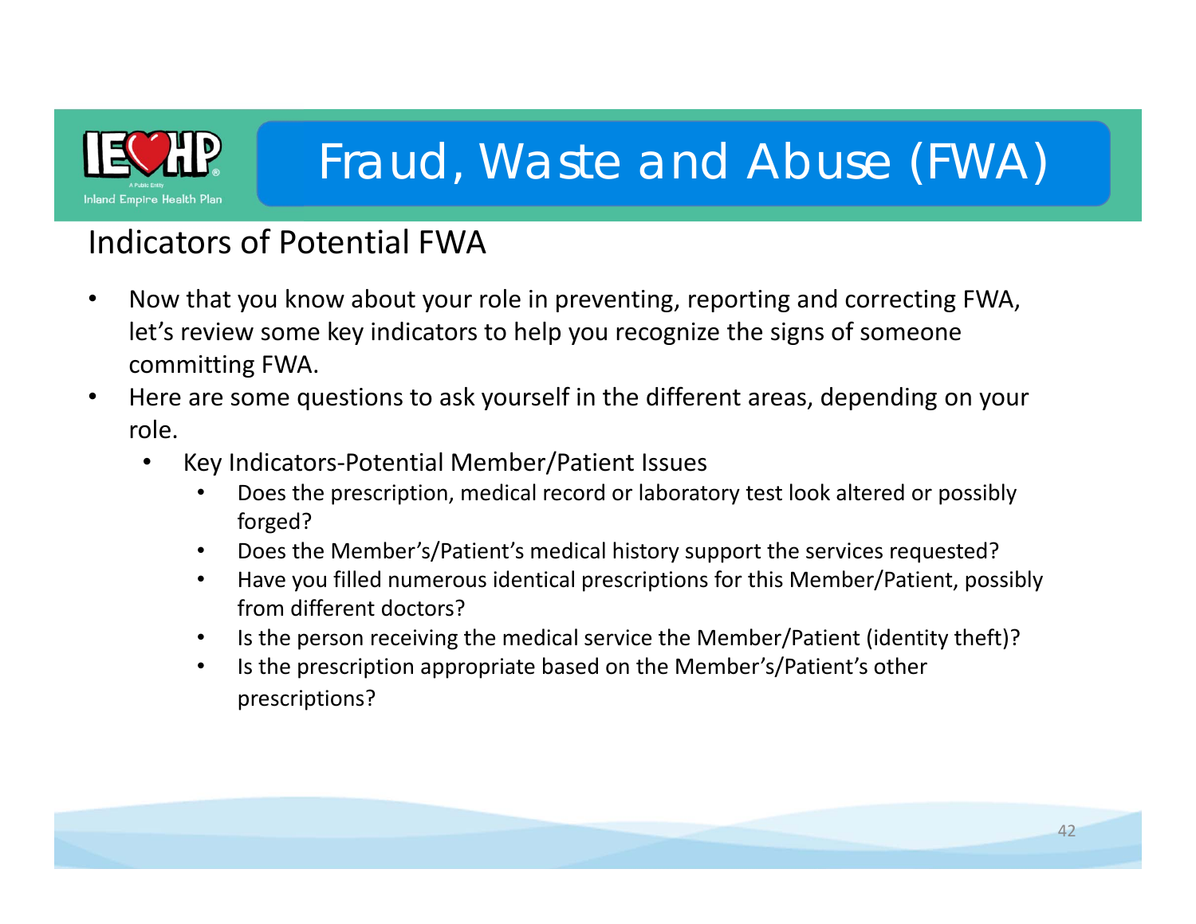# Fraud, Waste and Abuse (FWA)

## Indicators of Potential FWA

- Now that you know about your role in preventing, reporting and correcting FWA, let's review some key indicators to help you recognize the signs of someone committing FWA.
- Here are some questions to ask yourself in the different areas, depending on your role.
  - Key Indicators-Potential Member/Patient Issues
    - Does the prescription, medical record or laboratory test look altered or possibly forged?
    - Does the Member's/Patient's medical history support the services requested?
    - Have you filled numerous identical prescriptions for this Member/Patient, possibly from different doctors?
    - Is the person receiving the medical service the Member/Patient (identity theft)?
    - Is the prescription appropriate based on the Member's/Patient's other prescriptions?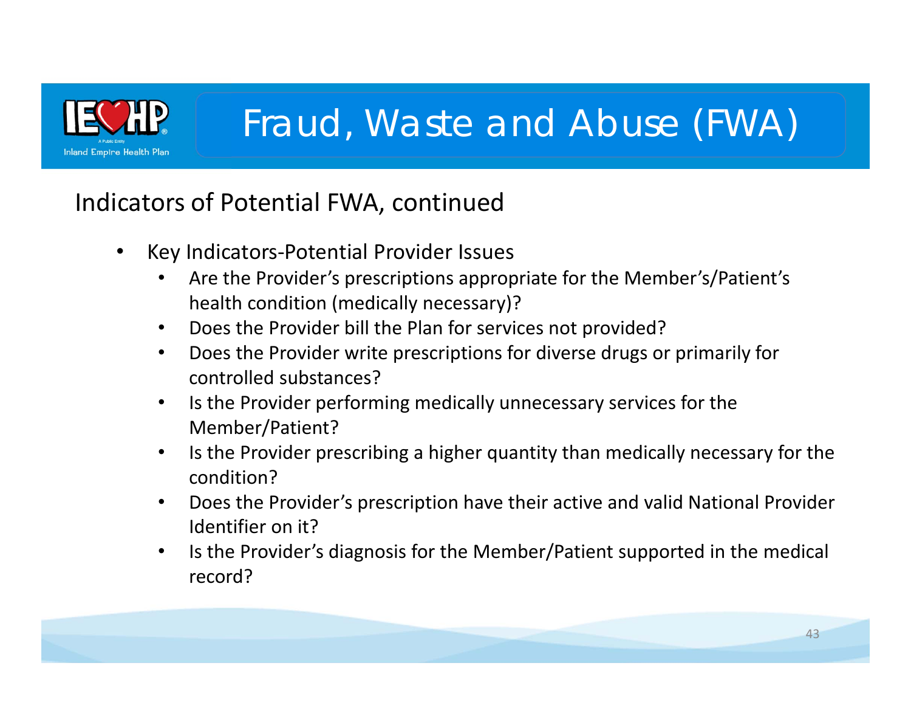# Fraud, Waste and Abuse (FWA)

## Indicators of Potential FWA, continued

- Key Indicators-Potential Provider Issues
  - Are the Provider's prescriptions appropriate for the Member's/Patient's health condition (medically necessary)?
  - Does the Provider bill the Plan for services not provided?
  - Does the Provider write prescriptions for diverse drugs or primarily for controlled substances?
  - Is the Provider performing medically unnecessary services for the Member/Patient?
  - Is the Provider prescribing a higher quantity than medically necessary for the condition?
  - Does the Provider's prescription have their active and valid National Provider Identifier on it?
  - Is the Provider's diagnosis for the Member/Patient supported in the medical record?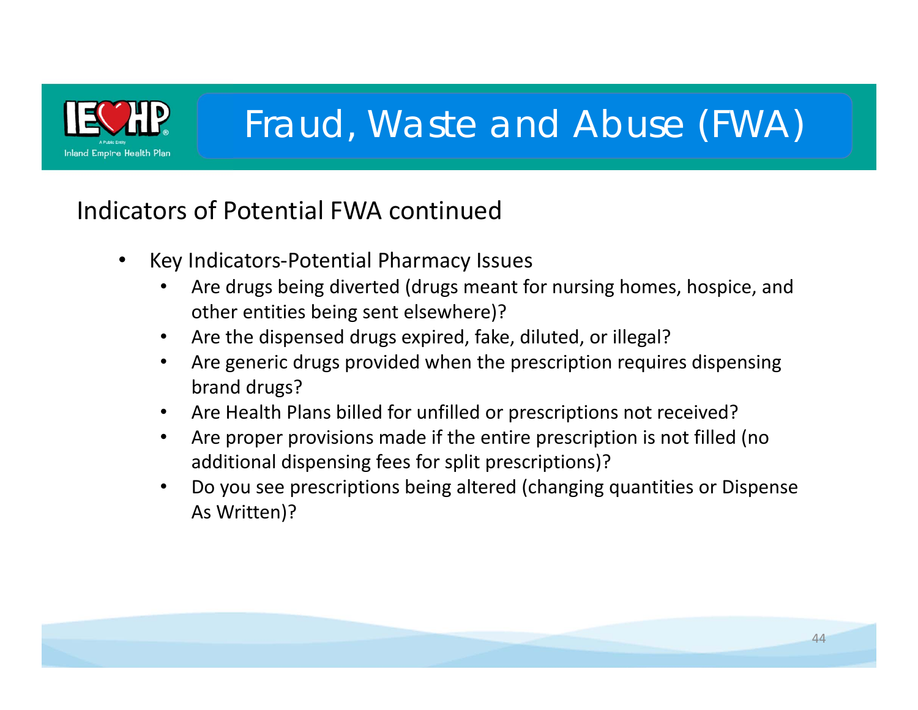# Fraud, Waste and Abuse (FWA)

## Indicators of Potential FWA continued

- Key Indicators-Potential Pharmacy Issues
  - Are drugs being diverted (drugs meant for nursing homes, hospice, and other entities being sent elsewhere)?
  - Are the dispensed drugs expired, fake, diluted, or illegal?
  - Are generic drugs provided when the prescription requires dispensing brand drugs?
  - Are Health Plans billed for unfilled or prescriptions not received?
  - Are proper provisions made if the entire prescription is not filled (no additional dispensing fees for split prescriptions)?
  - Do you see prescriptions being altered (changing quantities or Dispense As Written)?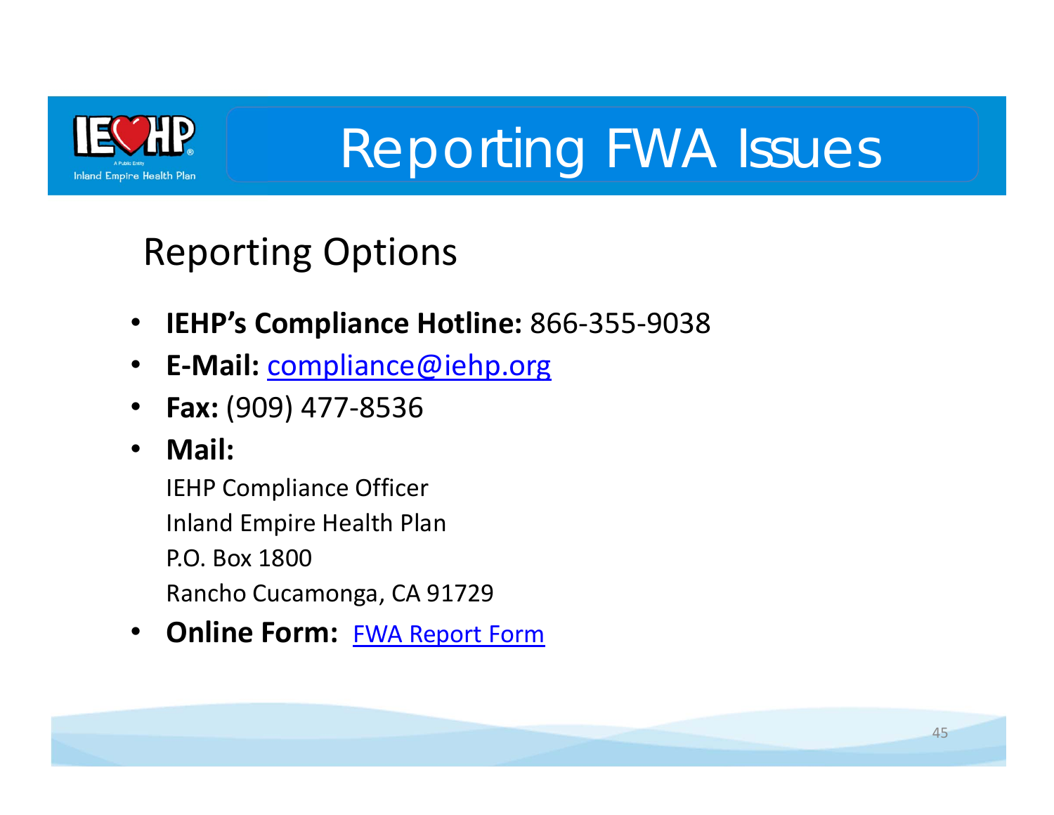# Reporting FWA Issues

## Reporting Options

- **IEHP's Compliance Hotline:** 866-355-9038
- **E-Mail:** compliance@iehp.org
- **Fax:** (909) 477-8536
- **Mail:**

  IEHP Compliance Officer
  Inland Empire Health Plan
  P.O. Box 1800
  Rancho Cucamonga, CA 91729
- **Online Form:** FWA Report Form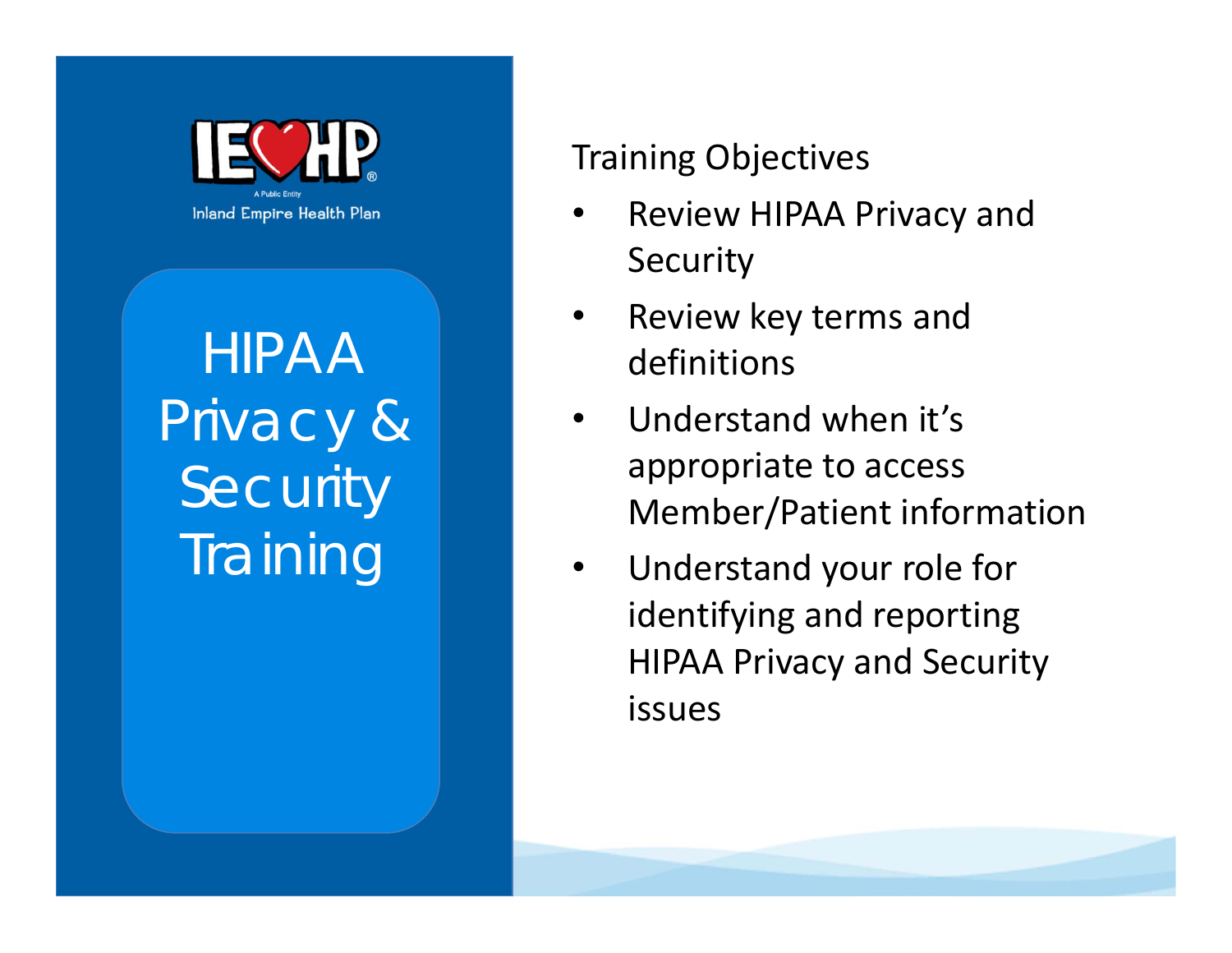IEHP

A Public Entity

Inland Empire Health Plan

# HIPAA Privacy & Security Training

## Training Objectives

- Review HIPAA Privacy and Security
- Review key terms and definitions
- Understand when it's appropriate to access Member/Patient information
- Understand your role for identifying and reporting HIPAA Privacy and Security issues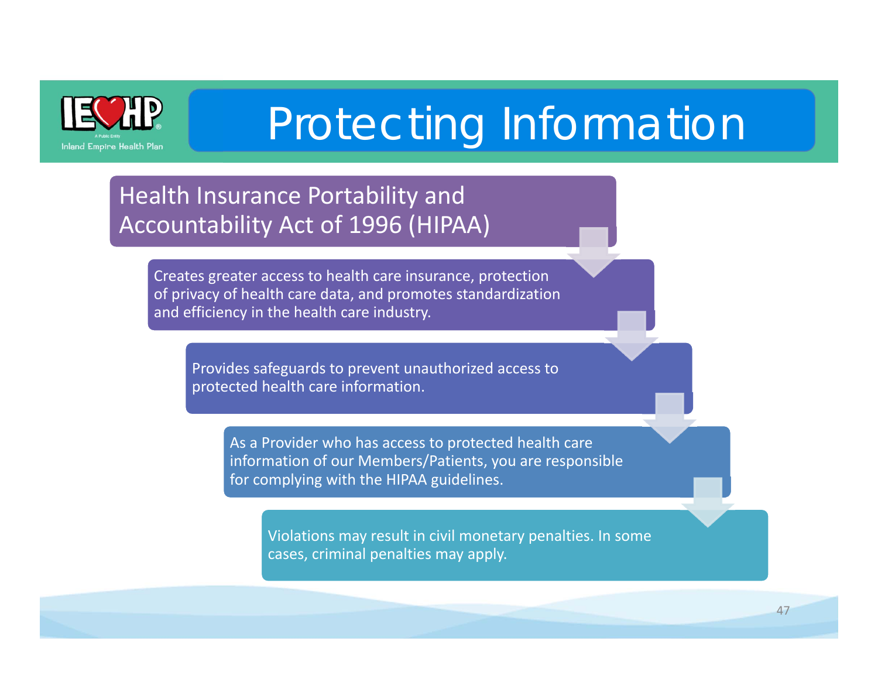# Protecting Information

## Health Insurance Portability and Accountability Act of 1996 (HIPAA)

- Creates greater access to health care insurance, protection of privacy of health care data, and promotes standardization and efficiency in the health care industry.
- Provides safeguards to prevent unauthorized access to protected health care information.
- As a Provider who has access to protected health care information of our Members/Patients, you are responsible for complying with the HIPAA guidelines.
- Violations may result in civil monetary penalties. In some cases, criminal penalties may apply.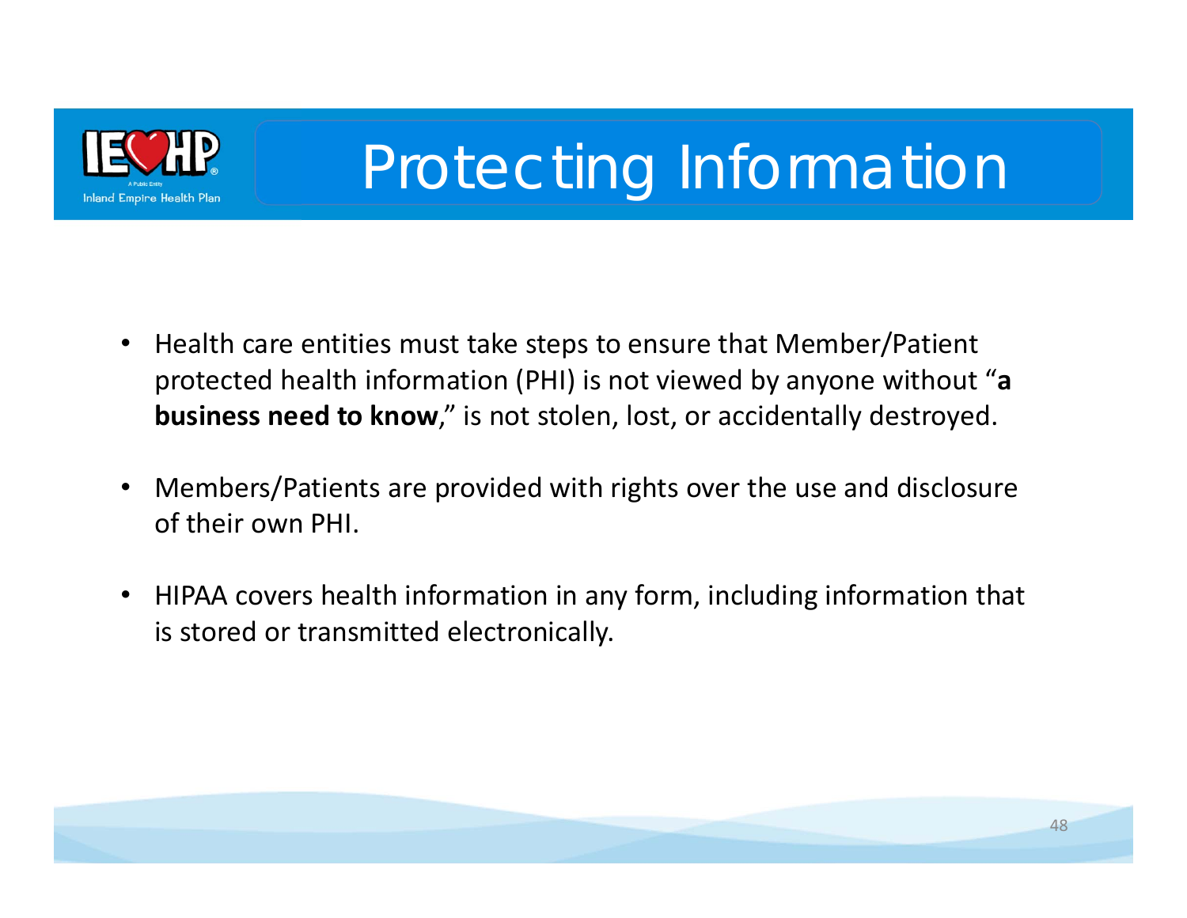# Protecting Information

- Health care entities must take steps to ensure that Member/Patient protected health information (PHI) is not viewed by anyone without "**a business need to know**," is not stolen, lost, or accidentally destroyed.
- Members/Patients are provided with rights over the use and disclosure of their own PHI.
- HIPAA covers health information in any form, including information that is stored or transmitted electronically.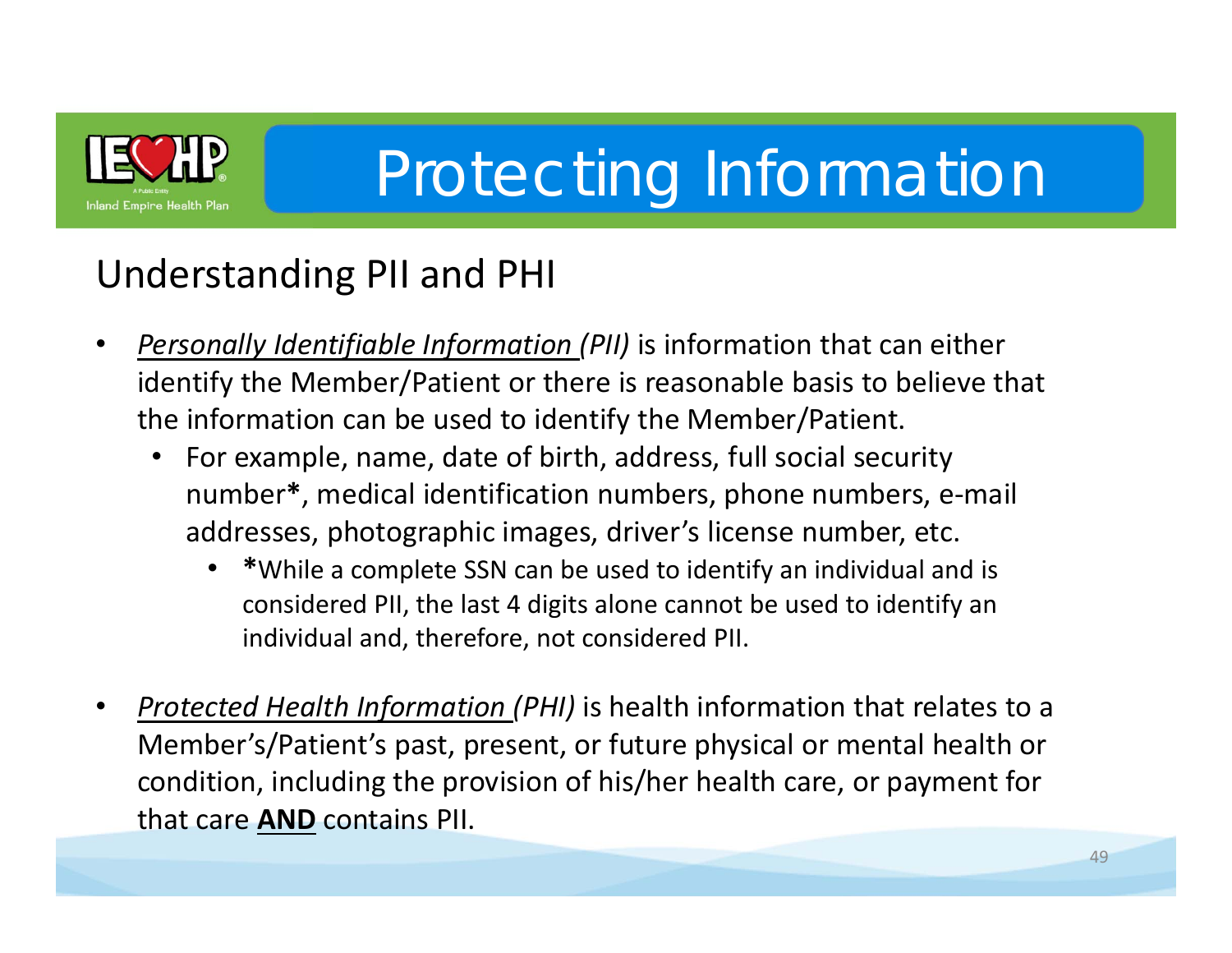# Protecting Information

## Understanding PII and PHI

- *Personally Identifiable Information (PII)* is information that can either identify the Member/Patient or there is reasonable basis to believe that the information can be used to identify the Member/Patient.
  - For example, name, date of birth, address, full social security number**\***, medical identification numbers, phone numbers, e-mail addresses, photographic images, driver's license number, etc.
    - **\***While a complete SSN can be used to identify an individual and is considered PII, the last 4 digits alone cannot be used to identify an individual and, therefore, not considered PII.

- *Protected Health Information (PHI)* is health information that relates to a Member's/Patient's past, present, or future physical or mental health or condition, including the provision of his/her health care, or payment for that care **AND** contains PII.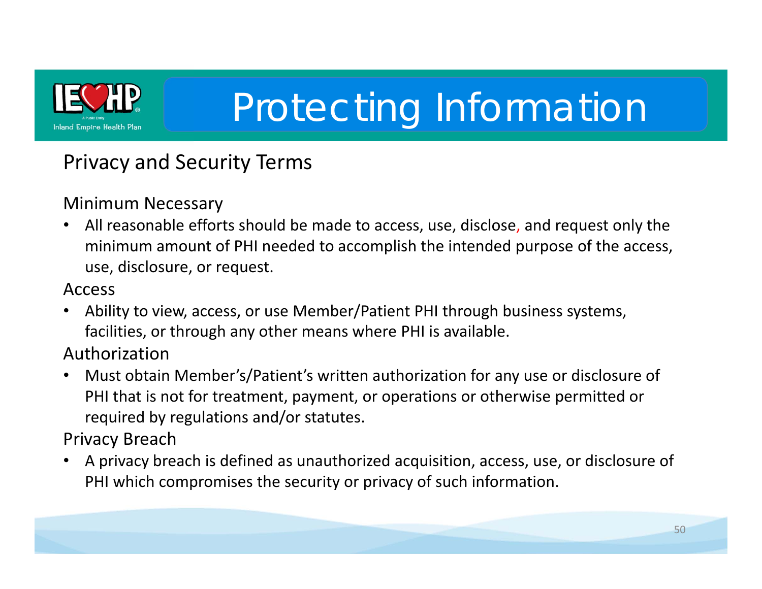# Protecting Information

## Privacy and Security Terms

### Minimum Necessary

- All reasonable efforts should be made to access, use, disclose, and request only the minimum amount of PHI needed to accomplish the intended purpose of the access, use, disclosure, or request.

### Access

- Ability to view, access, or use Member/Patient PHI through business systems, facilities, or through any other means where PHI is available.

### Authorization

- Must obtain Member's/Patient's written authorization for any use or disclosure of PHI that is not for treatment, payment, or operations or otherwise permitted or required by regulations and/or statutes.

### Privacy Breach

- A privacy breach is defined as unauthorized acquisition, access, use, or disclosure of PHI which compromises the security or privacy of such information.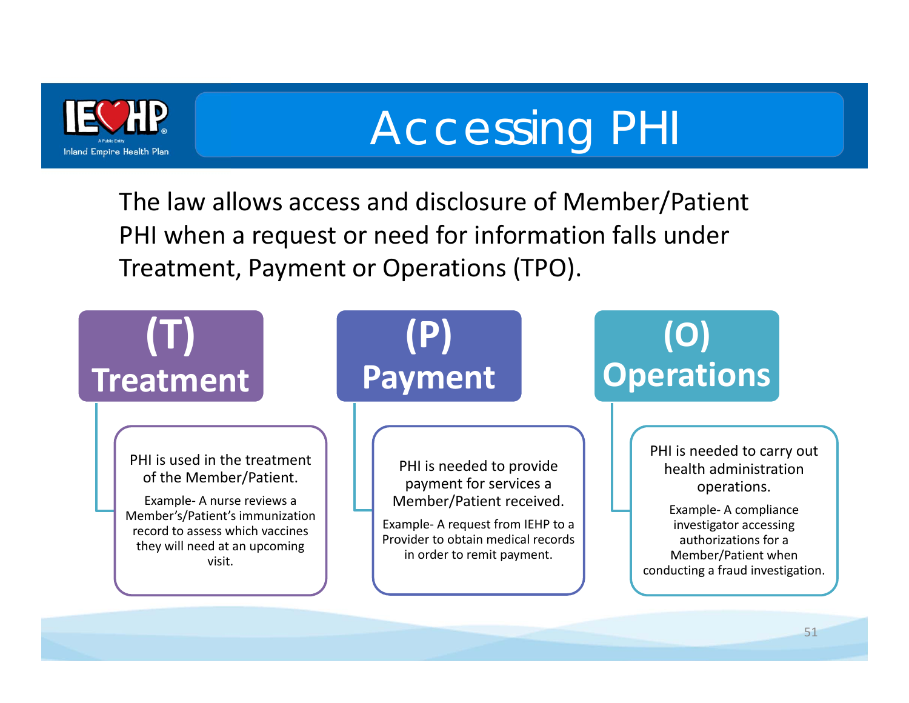# Accessing PHI

The law allows access and disclosure of Member/Patient PHI when a request or need for information falls under Treatment, Payment or Operations (TPO).

## (T) Treatment

PHI is used in the treatment of the Member/Patient.

Example- A nurse reviews a Member's/Patient's immunization record to assess which vaccines they will need at an upcoming visit.

## (P) Payment

PHI is needed to provide payment for services a Member/Patient received.

Example- A request from IEHP to a Provider to obtain medical records in order to remit payment.

## (O) Operations

PHI is needed to carry out health administration operations.

Example- A compliance investigator accessing authorizations for a Member/Patient when conducting a fraud investigation.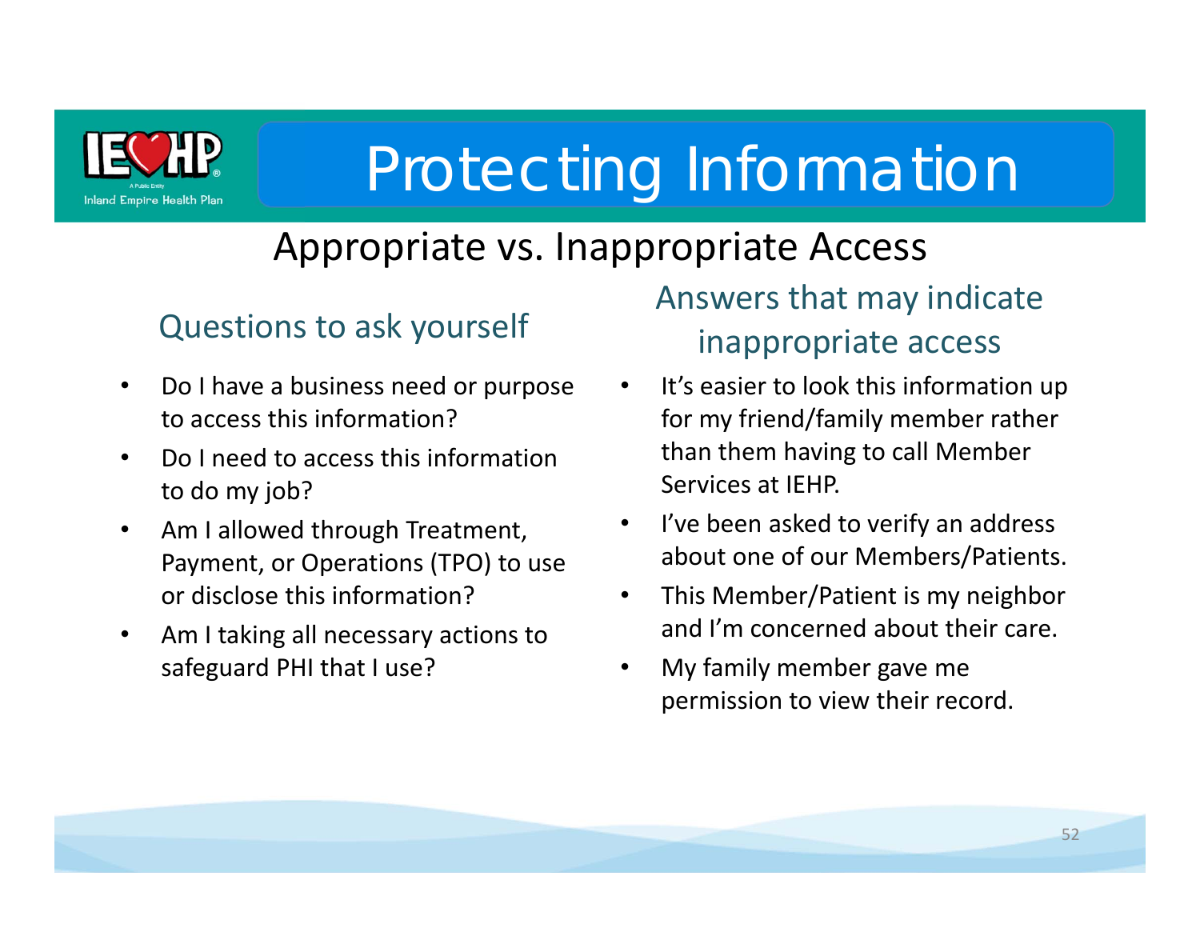# Protecting Information

## Appropriate vs. Inappropriate Access

### Questions to ask yourself

- Do I have a business need or purpose to access this information?
- Do I need to access this information to do my job?
- Am I allowed through Treatment, Payment, or Operations (TPO) to use or disclose this information?
- Am I taking all necessary actions to safeguard PHI that I use?

### Answers that may indicate inappropriate access

- It's easier to look this information up for my friend/family member rather than them having to call Member Services at IEHP.
- I've been asked to verify an address about one of our Members/Patients.
- This Member/Patient is my neighbor and I'm concerned about their care.
- My family member gave me permission to view their record.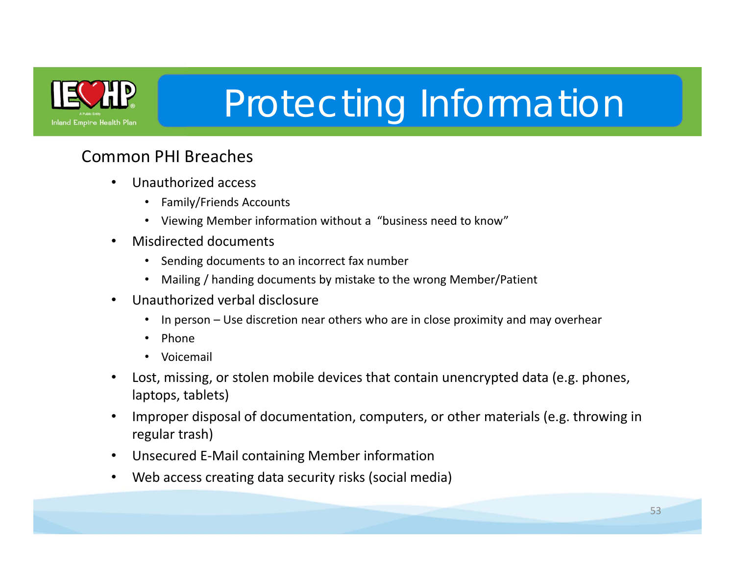# Protecting Information

## Common PHI Breaches

- Unauthorized access
  - Family/Friends Accounts
  - Viewing Member information without a "business need to know"
- Misdirected documents
  - Sending documents to an incorrect fax number
  - Mailing / handing documents by mistake to the wrong Member/Patient
- Unauthorized verbal disclosure
  - In person – Use discretion near others who are in close proximity and may overhear
  - Phone
  - Voicemail
- Lost, missing, or stolen mobile devices that contain unencrypted data (e.g. phones, laptops, tablets)
- Improper disposal of documentation, computers, or other materials (e.g. throwing in regular trash)
- Unsecured E-Mail containing Member information
- Web access creating data security risks (social media)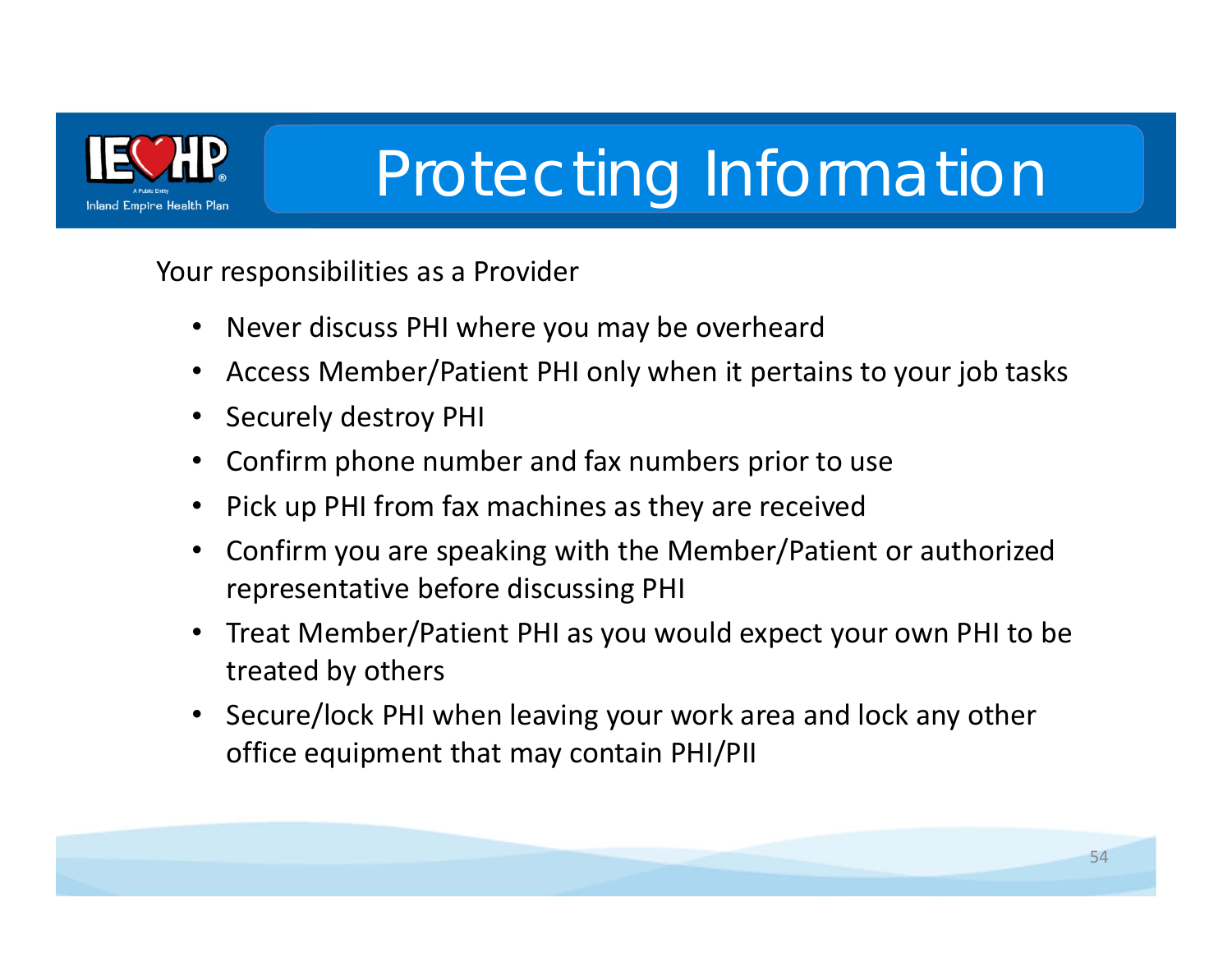# Protecting Information

Your responsibilities as a Provider

- Never discuss PHI where you may be overheard
- Access Member/Patient PHI only when it pertains to your job tasks
- Securely destroy PHI
- Confirm phone number and fax numbers prior to use
- Pick up PHI from fax machines as they are received
- Confirm you are speaking with the Member/Patient or authorized representative before discussing PHI
- Treat Member/Patient PHI as you would expect your own PHI to be treated by others
- Secure/lock PHI when leaving your work area and lock any other office equipment that may contain PHI/PII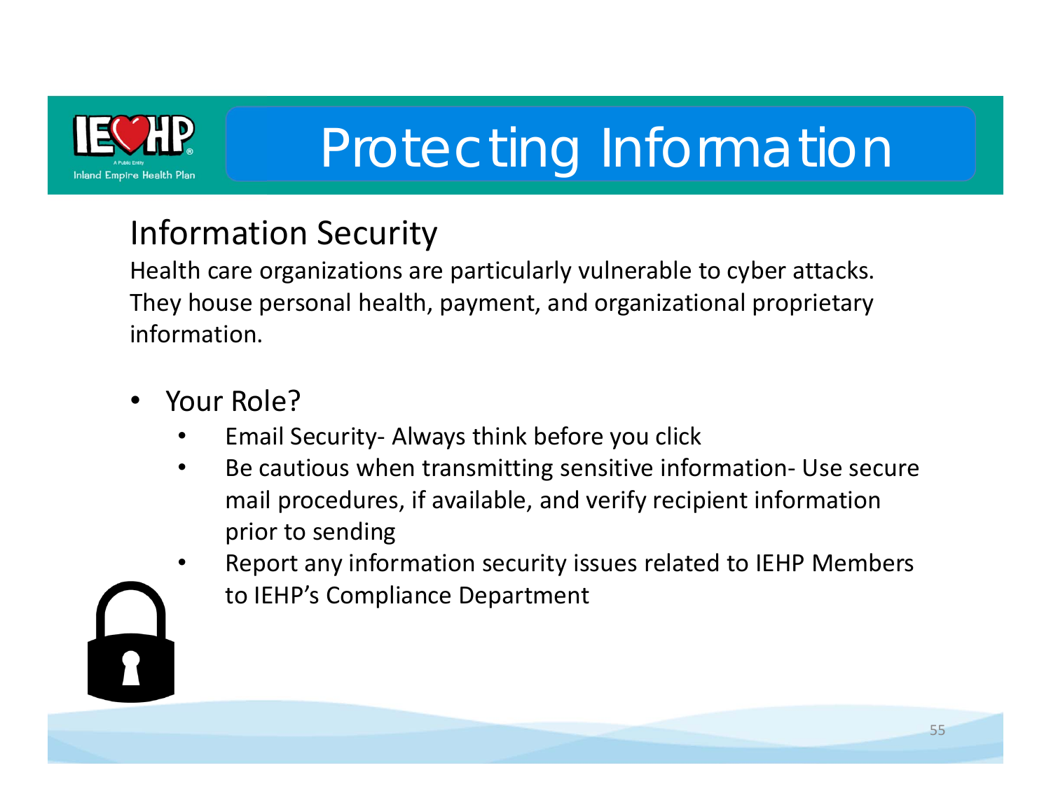# Protecting Information

## Information Security

Health care organizations are particularly vulnerable to cyber attacks. They house personal health, payment, and organizational proprietary information.

- Your Role?
  - Email Security- Always think before you click
  - Be cautious when transmitting sensitive information- Use secure mail procedures, if available, and verify recipient information prior to sending
  - Report any information security issues related to IEHP Members to IEHP's Compliance Department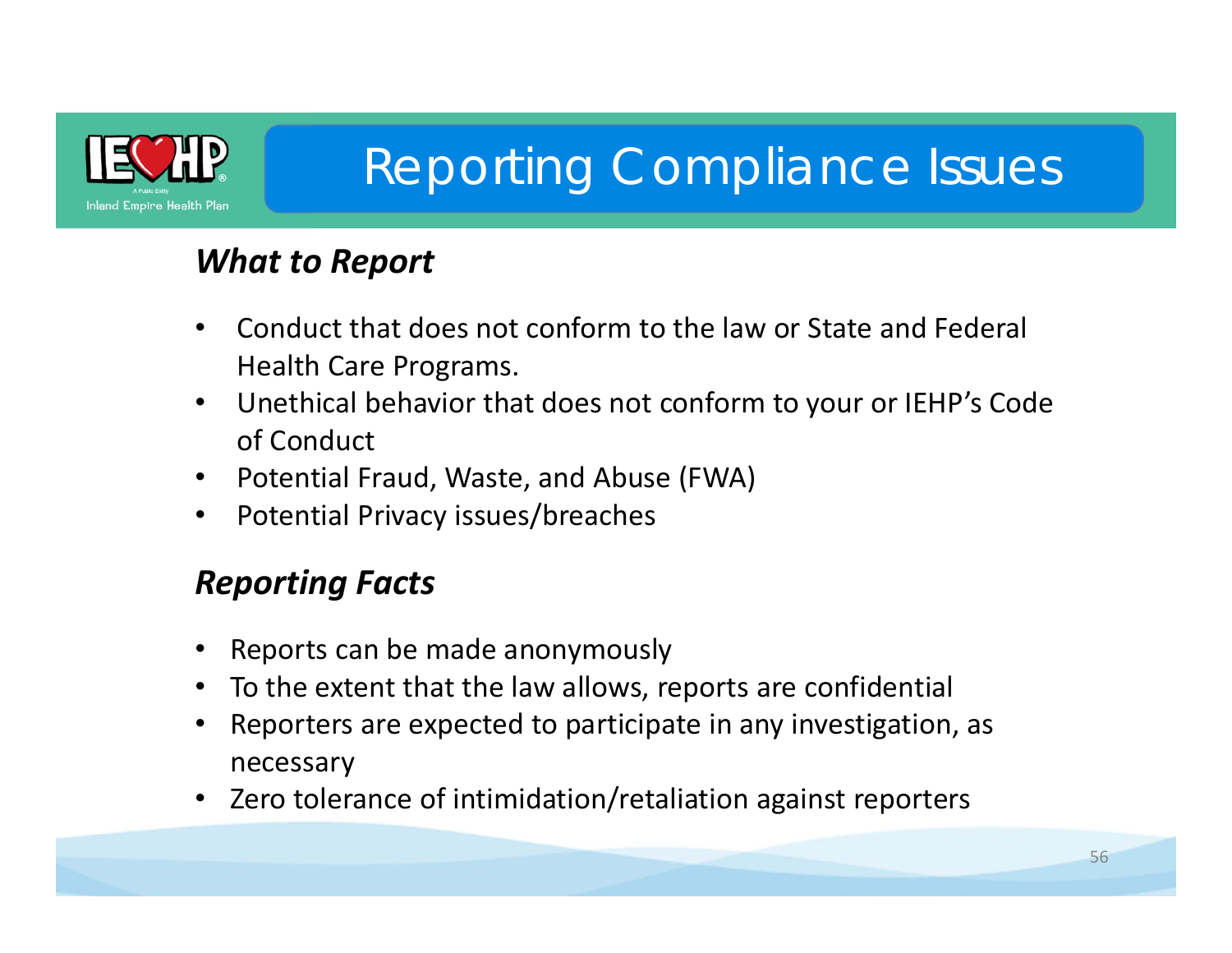# Reporting Compliance Issues

### *What to Report*

- Conduct that does not conform to the law or State and Federal Health Care Programs.
- Unethical behavior that does not conform to your or IEHP's Code of Conduct
- Potential Fraud, Waste, and Abuse (FWA)
- Potential Privacy issues/breaches

### *Reporting Facts*

- Reports can be made anonymously
- To the extent that the law allows, reports are confidential
- Reporters are expected to participate in any investigation, as necessary
- Zero tolerance of intimidation/retaliation against reporters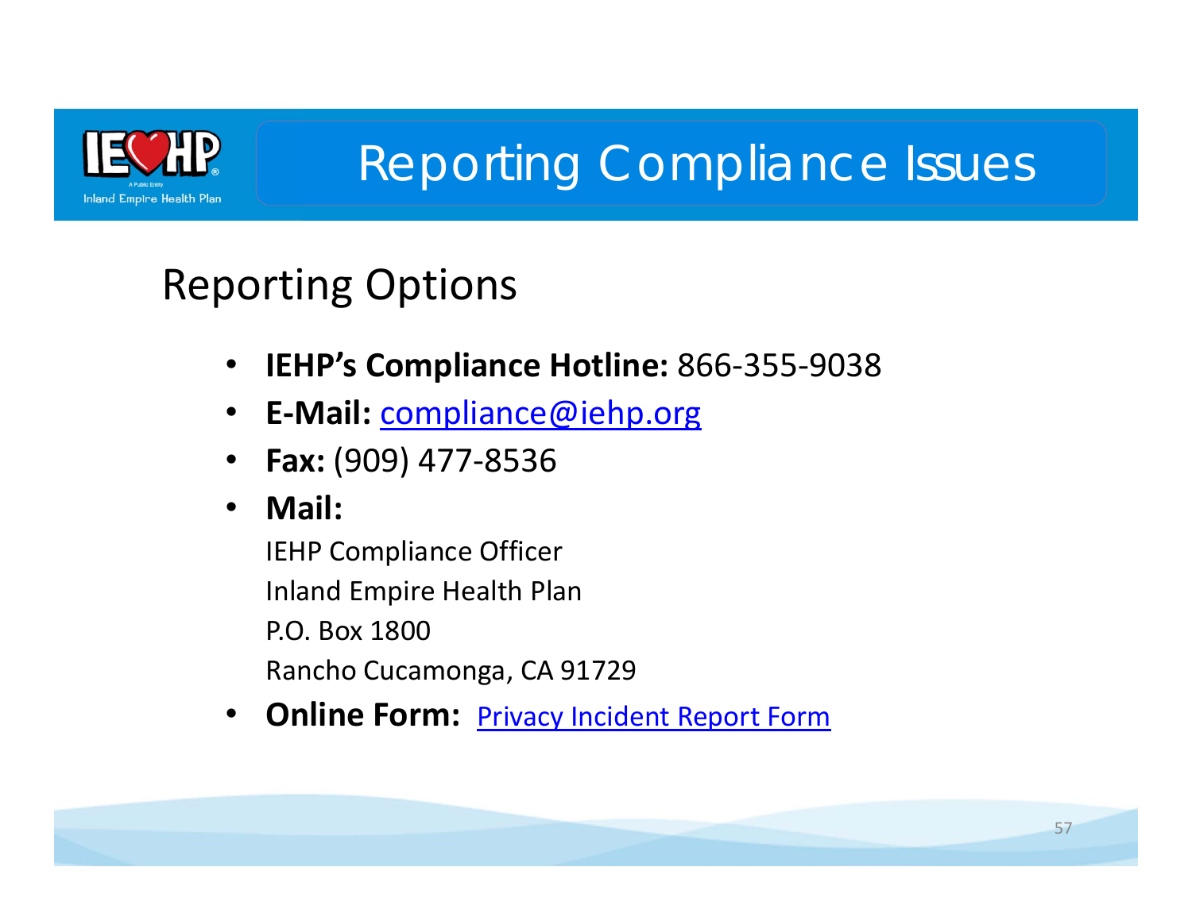# Reporting Compliance Issues

## Reporting Options

- **IEHP's Compliance Hotline:** 866-355-9038
- **E-Mail:** compliance@iehp.org
- **Fax:** (909) 477-8536
- **Mail:**

  IEHP Compliance Officer
  Inland Empire Health Plan
  P.O. Box 1800
  Rancho Cucamonga, CA 91729
- **Online Form:** Privacy Incident Report Form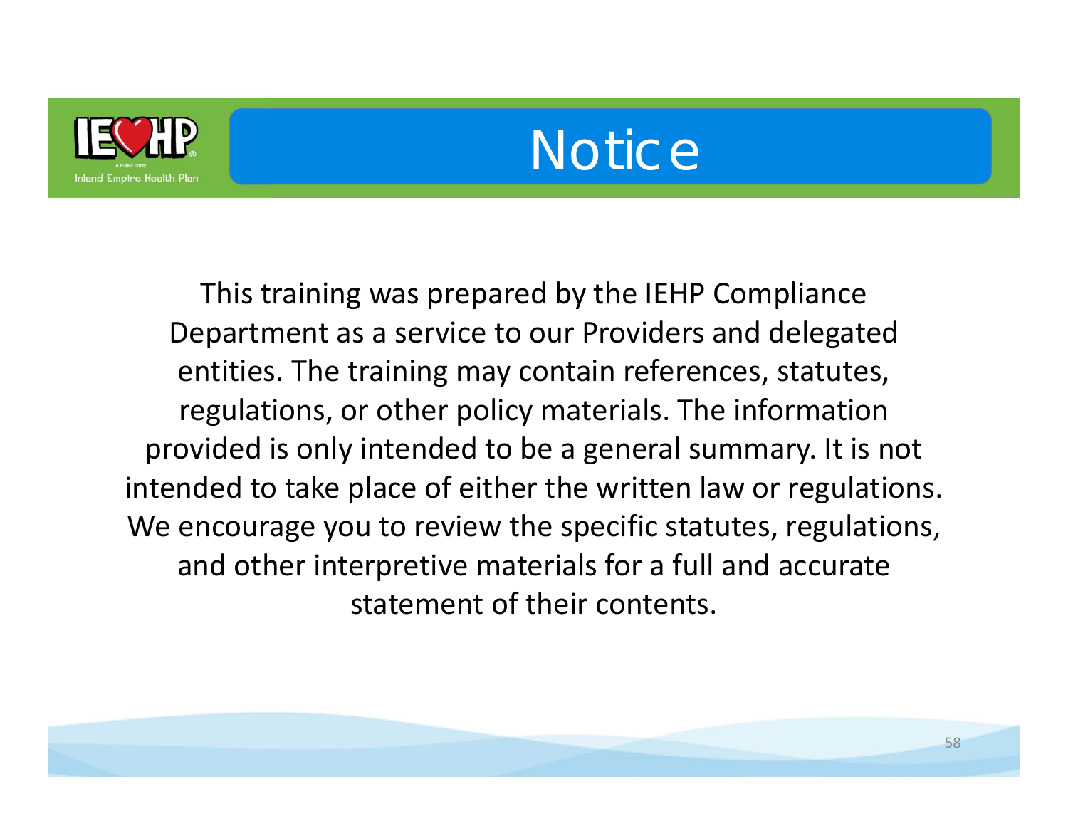# Notice

This training was prepared by the IEHP Compliance Department as a service to our Providers and delegated entities. The training may contain references, statutes, regulations, or other policy materials. The information provided is only intended to be a general summary. It is not intended to take place of either the written law or regulations. We encourage you to review the specific statutes, regulations, and other interpretive materials for a full and accurate statement of their contents.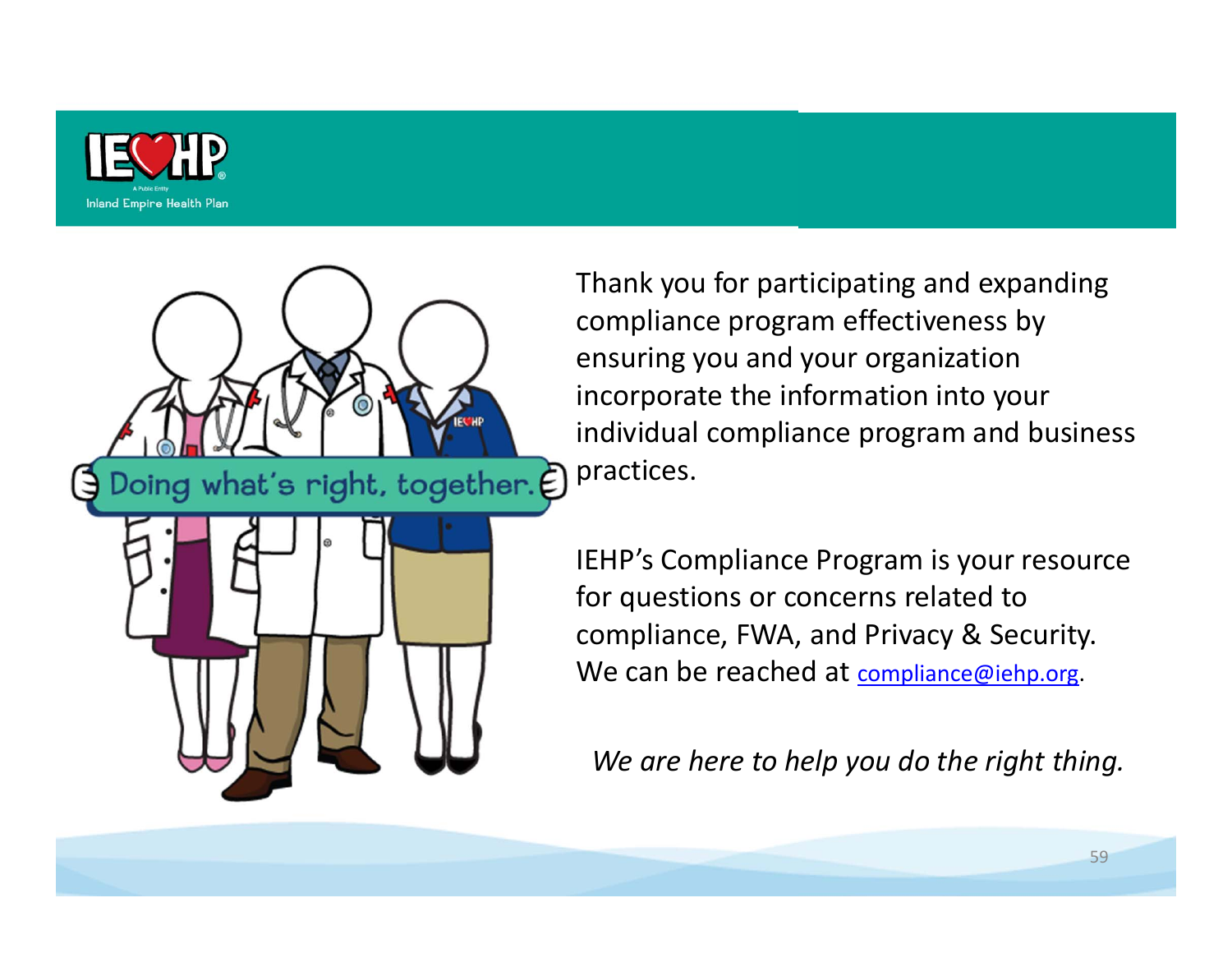Thank you for participating and expanding compliance program effectiveness by ensuring you and your organization incorporate the information into your individual compliance program and business practices.

IEHP's Compliance Program is your resource for questions or concerns related to compliance, FWA, and Privacy & Security. We can be reached at compliance@iehp.org.

*We are here to help you do the right thing.*